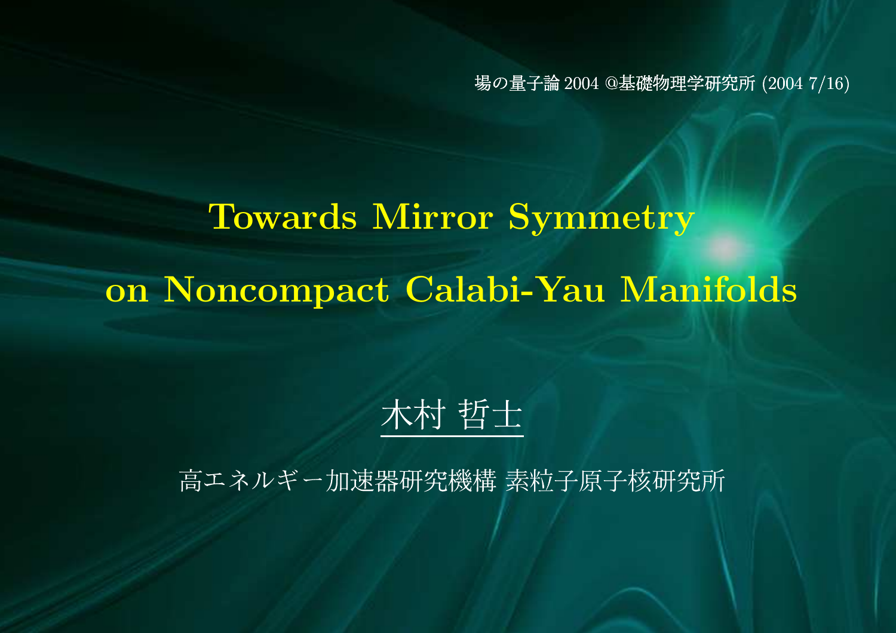場の量子論 2004 @基礎物理学研究所 (2004 7/16)

# Towards Mirror Symmetry on Noncompact Calabi-Yau Manifolds

木村 哲士

高エネルギー加速器研究機構 素粒子原子核研究所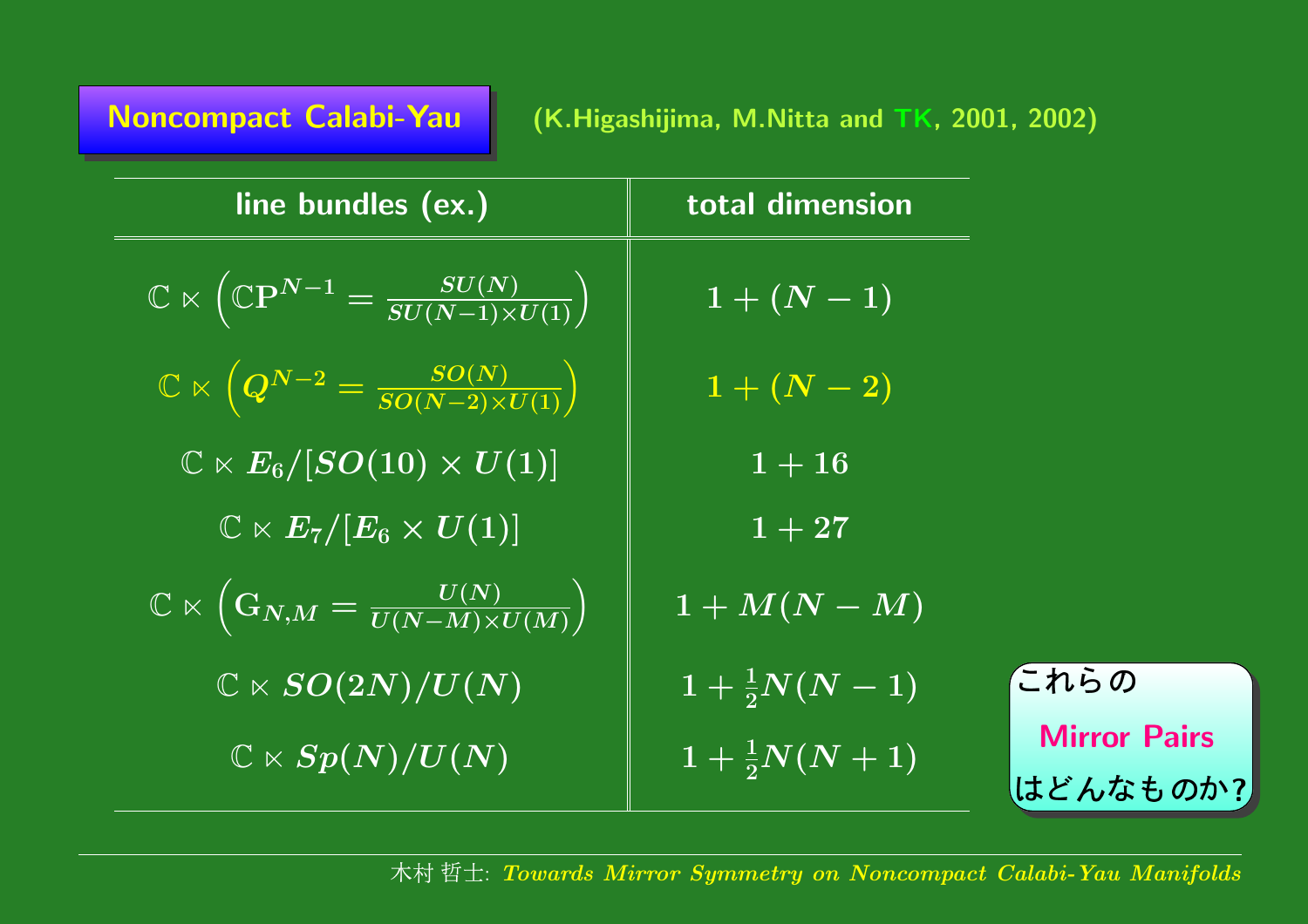## Noncompact Calabi-Yau

(K.Higashijima, M.Nitta and TK, 2001, 2002)

| line bundles (ex.) | total dimension |
|---|---|
| $\mathbb{C} \ltimes \left(\mathbb{C}\mathrm{P}^{N-1} = \frac{SU(N)}{SU(N-1)\times U(1)}\right)$ | $1+(N-1)$ |
| $\mathbb{C} \ltimes \left(Q^{N-2} = \frac{SO(N)}{SO(N-2)\times U(1)}\right)$ | $1+(N-2)$ |
| $\mathbb{C} \ltimes E_6/[SO(10)\times U(1)]$ | $1+16$ |
| $\mathbb{C} \ltimes E_7/[E_6\times U(1)]$ | $1+27$ |
| $\mathbb{C} \ltimes \left(\mathrm{G}_{N,M} = \frac{U(N)}{U(N-M)\times U(M)}\right)$ | $1+M(N-M)$ |
| $\mathbb{C} \ltimes SO(2N)/U(N)$ | $1+\frac{1}{2}N(N-1)$ |
| $\mathbb{C} \ltimes Sp(N)/U(N)$ | $1+\frac{1}{2}N(N+1)$ |

これらの

**Mirror Pairs**

はどんなものか?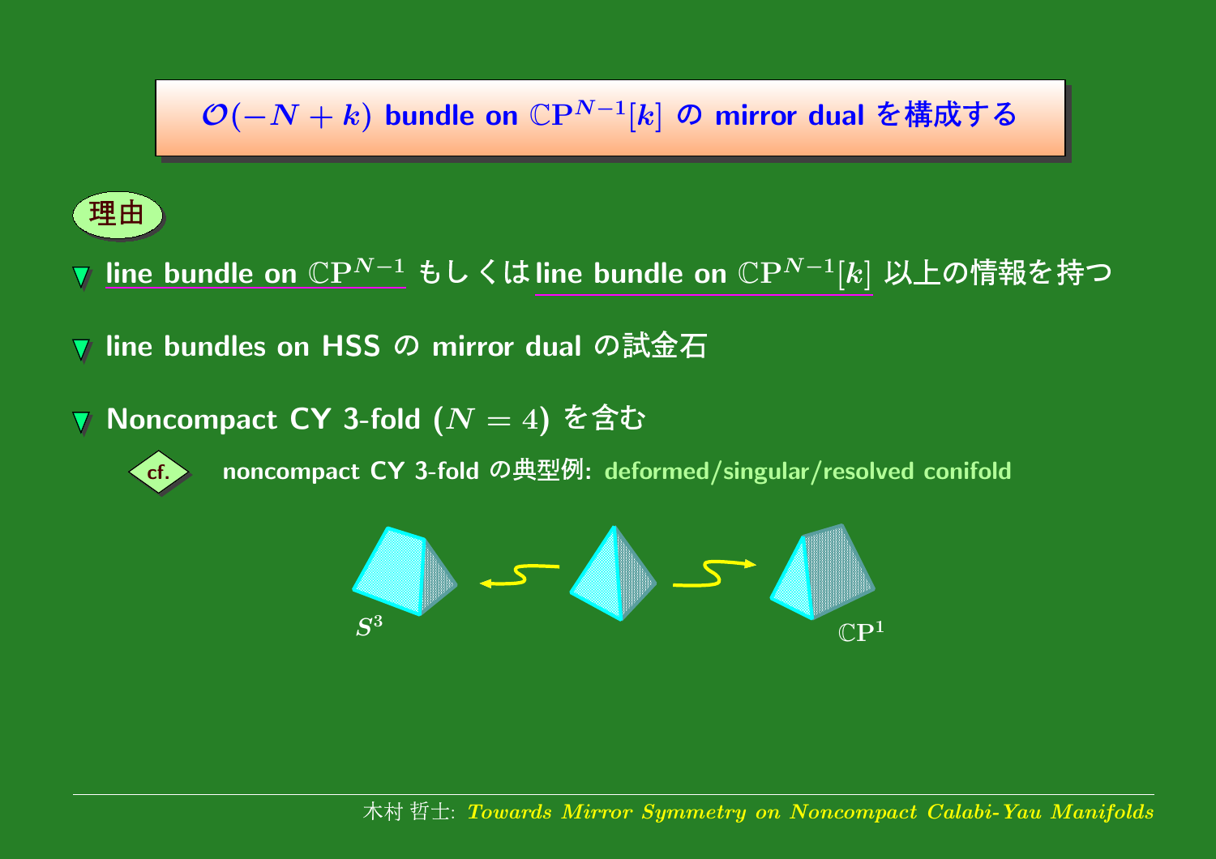# $\mathcal{O}(-N+k)$ bundle on $\mathbb{CP}^{N-1}[k]$ の mirror dual を構成する

**理由**

- line bundle on $\mathbb{CP}^{N-1}$ もしくは line bundle on $\mathbb{CP}^{N-1}[k]$ 以上の情報を持つ
- line bundles on HSS の mirror dual の試金石
- Noncompact CY 3-fold ($N=4$) を含む
  - cf. noncompact CY 3-fold の典型例: deformed/singular/resolved conifold

$S^3$ $\mathbb{CP}^1$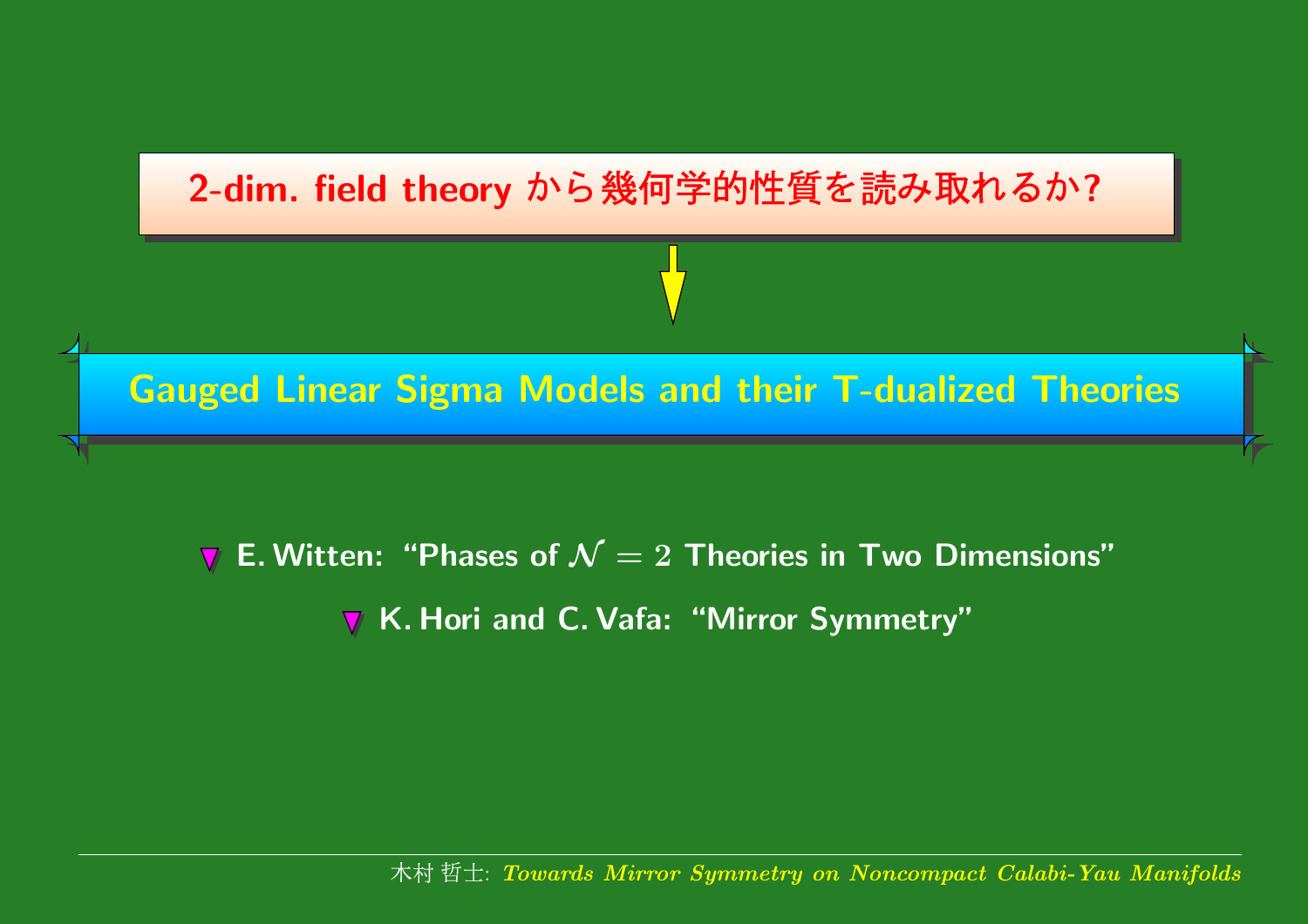**2-dim. field theory から幾何学的性質を読み取れるか?**

↓

## Gauged Linear Sigma Models and their T-dualized Theories

- E. Witten: “Phases of $\mathcal{N} = 2$ Theories in Two Dimensions”
- K. Hori and C. Vafa: “Mirror Symmetry”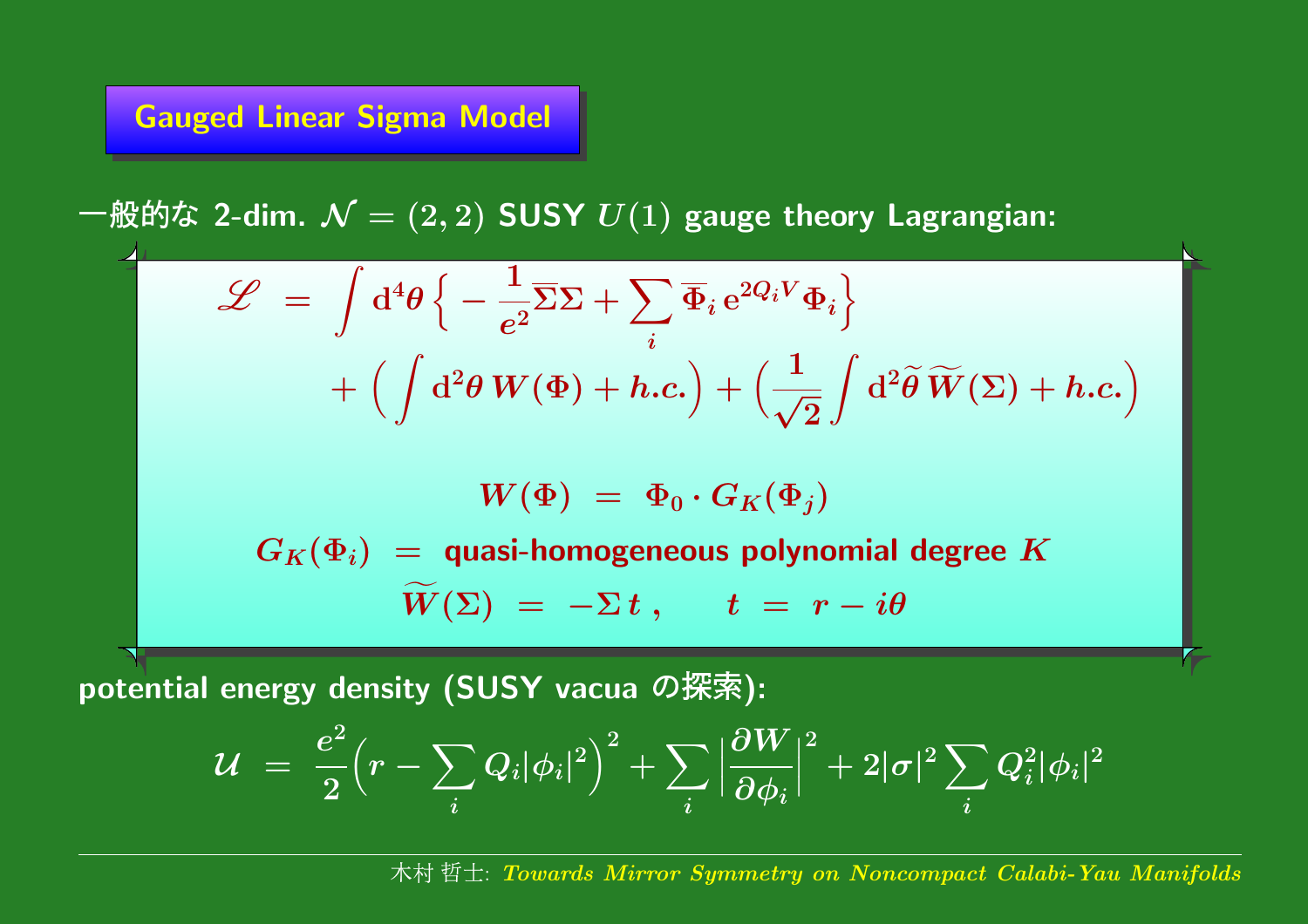## Gauged Linear Sigma Model

一般的な 2-dim. $\mathcal{N} = (2,2)$ SUSY $U(1)$ gauge theory Lagrangian:

$$
\begin{aligned}
\mathscr{L} \; &= \; \int \mathrm{d}^4\theta \Big\{ -\frac{1}{e^2}\overline{\Sigma}\Sigma + \sum_i \overline{\Phi}_i \, \mathrm{e}^{2Q_i V} \Phi_i \Big\} \\
&\qquad + \Big( \int \mathrm{d}^2\theta \, W(\Phi) + h.c. \Big) + \Big( \frac{1}{\sqrt{2}} \int \mathrm{d}^2\widetilde{\theta} \, \widetilde{W}(\Sigma) + h.c. \Big)
\end{aligned}
$$

$$
W(\Phi) \; = \; \Phi_0 \cdot G_K(\Phi_j)
$$

$G_K(\Phi_i) \; = \;$ quasi-homogeneous polynomial degree $K$

$$
\widetilde{W}(\Sigma) \; = \; -\Sigma \, t \, , \qquad t \; = \; r - i\theta
$$

potential energy density (SUSY vacua の探索):

$$
\mathcal{U} \; = \; \frac{e^2}{2}\Big( r - \sum_i Q_i |\phi_i|^2 \Big)^2 + \sum_i \Big| \frac{\partial W}{\partial \phi_i} \Big|^2 + 2|\sigma|^2 \sum_i Q_i^2 |\phi_i|^2
$$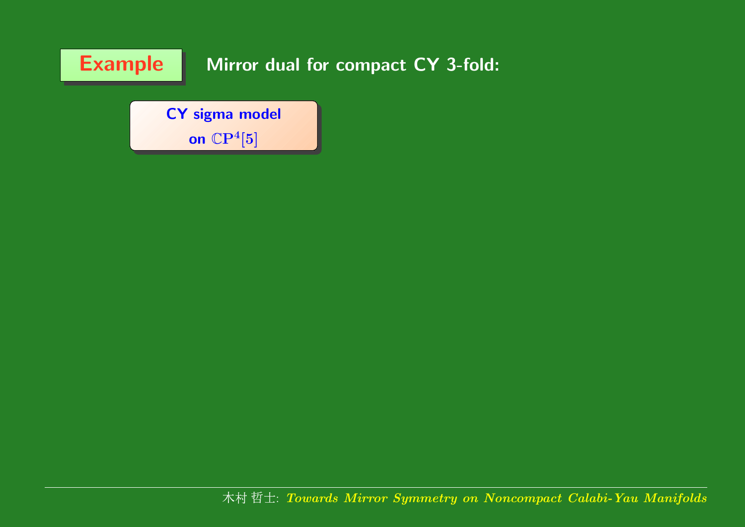**Example** Mirror dual for compact CY 3-fold:

**CY sigma model**
**on $\mathbb{CP}^4[5]$**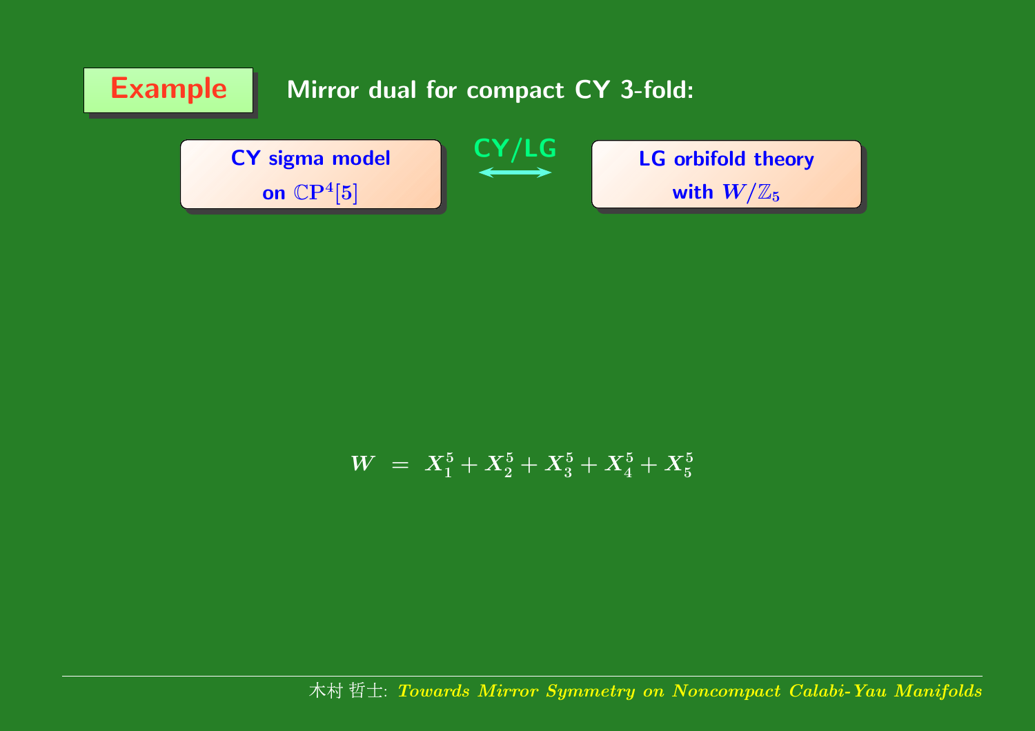**Example** Mirror dual for compact CY 3-fold:

| CY sigma model on $\mathbb{CP}^4[5]$ | CY/LG $\longleftrightarrow$ | LG orbifold theory with $W/\mathbb{Z}_5$ |
|---|---|---|

$$W \;=\; X_1^5 + X_2^5 + X_3^5 + X_4^5 + X_5^5$$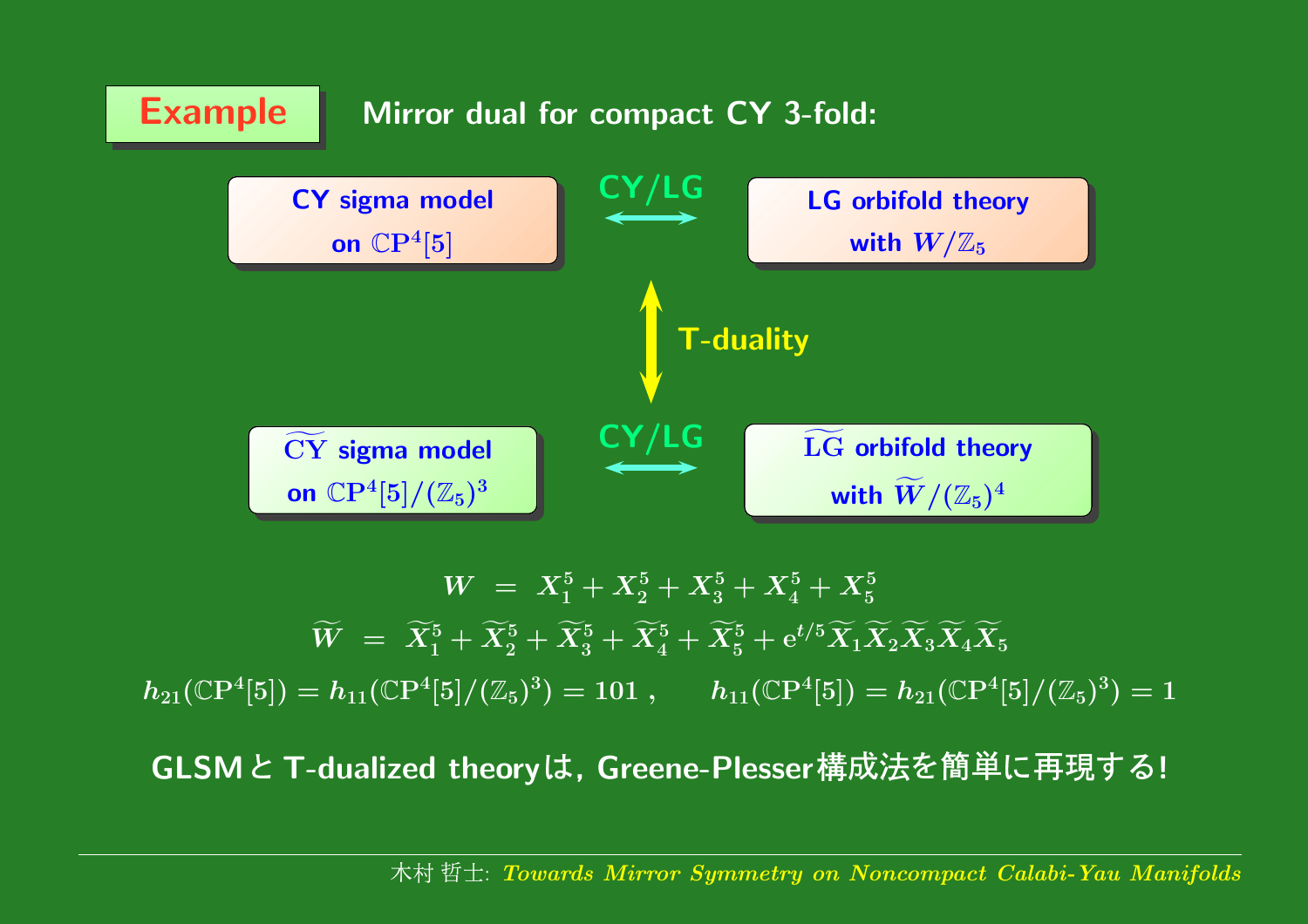**Example** Mirror dual for compact CY 3-fold:

**CY sigma model on $\mathbb{CP}^4[5]$** $\overset{\text{CY/LG}}{\longleftrightarrow}$ **LG orbifold theory with $W/\mathbb{Z}_5$**

$\Big\updownarrow$ **T-duality**

**$\widetilde{\text{CY}}$ sigma model on $\mathbb{CP}^4[5]/(\mathbb{Z}_5)^3$** $\overset{\text{CY/LG}}{\longleftrightarrow}$ **$\widetilde{\text{LG}}$ orbifold theory with $\widetilde{W}/(\mathbb{Z}_5)^4$**

$$W \ = \ X_1^5 + X_2^5 + X_3^5 + X_4^5 + X_5^5$$

$$\widetilde{W} \ = \ \widetilde{X}_1^5 + \widetilde{X}_2^5 + \widetilde{X}_3^5 + \widetilde{X}_4^5 + \widetilde{X}_5^5 + \mathrm{e}^{t/5} \widetilde{X}_1 \widetilde{X}_2 \widetilde{X}_3 \widetilde{X}_4 \widetilde{X}_5$$

$$h_{21}(\mathbb{CP}^4[5]) = h_{11}(\mathbb{CP}^4[5]/(\mathbb{Z}_5)^3) = 101 \ , \qquad h_{11}(\mathbb{CP}^4[5]) = h_{21}(\mathbb{CP}^4[5]/(\mathbb{Z}_5)^3) = 1$$

**GLSMと T-dualized theoryは, Greene-Plesser構成法を簡単に再現する!**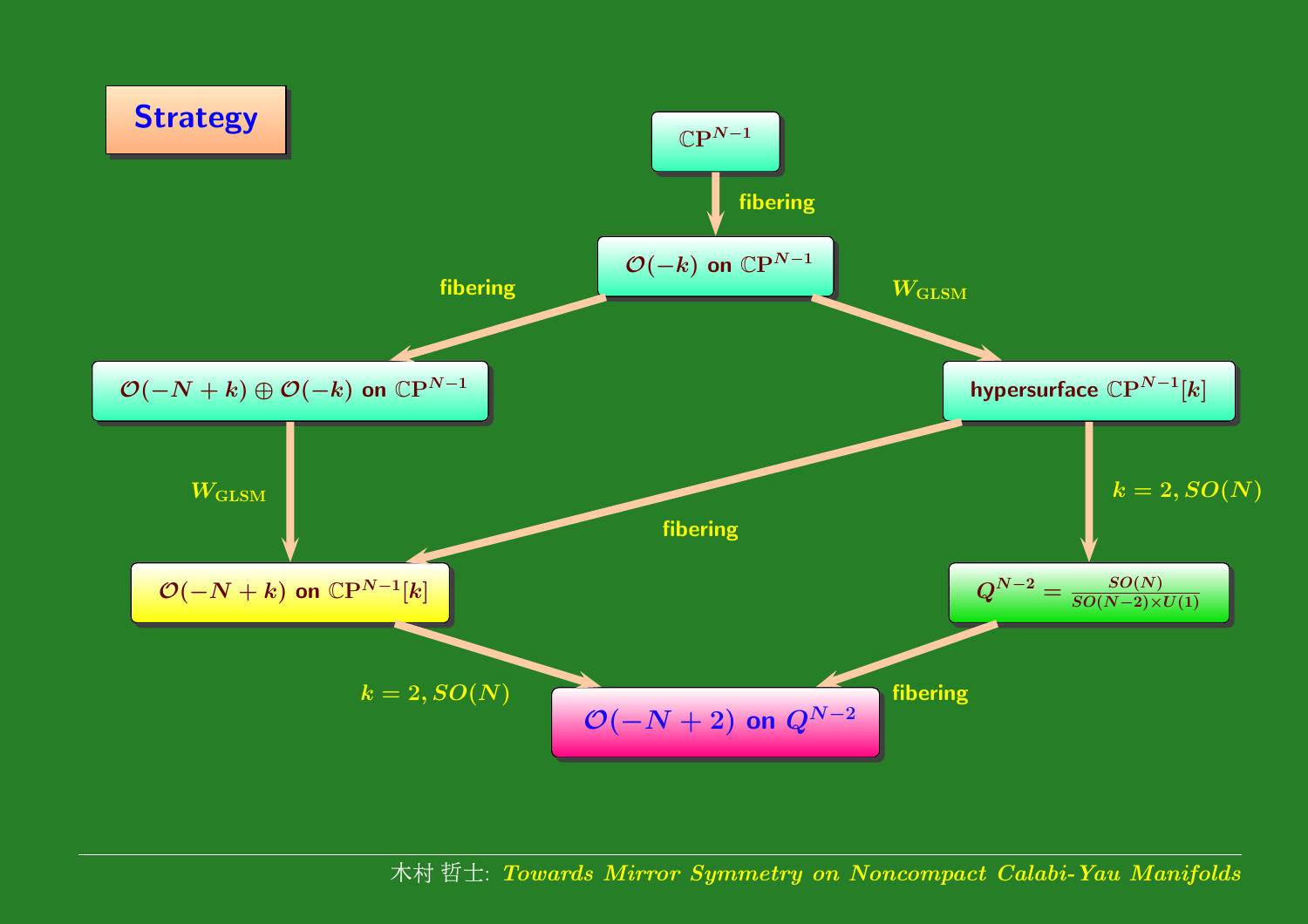# Strategy

$\mathbb{C}\mathrm{P}^{N-1}$

↓ fibering

$\mathcal{O}(-k)$ on $\mathbb{C}\mathrm{P}^{N-1}$

- fibering → $\mathcal{O}(-N+k) \oplus \mathcal{O}(-k)$ on $\mathbb{C}\mathrm{P}^{N-1}$
- $W_{\mathrm{GLSM}}$ → hypersurface $\mathbb{C}\mathrm{P}^{N-1}[k]$

$\mathcal{O}(-N+k) \oplus \mathcal{O}(-k)$ on $\mathbb{C}\mathrm{P}^{N-1}$ — $W_{\mathrm{GLSM}}$ → $\mathcal{O}(-N+k)$ on $\mathbb{C}\mathrm{P}^{N-1}[k]$

hypersurface $\mathbb{C}\mathrm{P}^{N-1}[k]$

- fibering → $\mathcal{O}(-N+k)$ on $\mathbb{C}\mathrm{P}^{N-1}[k]$
- $k = 2, SO(N)$ → $Q^{N-2} = \frac{SO(N)}{SO(N-2) \times U(1)}$

$\mathcal{O}(-N+k)$ on $\mathbb{C}\mathrm{P}^{N-1}[k]$ — $k = 2, SO(N)$ → $\mathcal{O}(-N+2)$ on $Q^{N-2}$

$Q^{N-2} = \frac{SO(N)}{SO(N-2) \times U(1)}$ — fibering → $\mathcal{O}(-N+2)$ on $Q^{N-2}$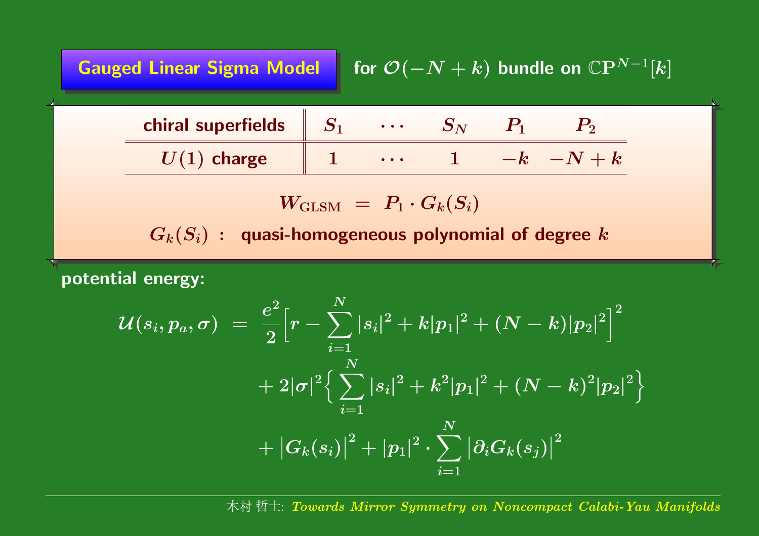## Gauged Linear Sigma Model for $\mathcal{O}(-N+k)$ bundle on $\mathbb{CP}^{N-1}[k]$

| chiral superfields | $S_1$ | $\cdots$ | $S_N$ | $P_1$ | $P_2$ |
|---|---|---|---|---|---|
| $U(1)$ charge | $1$ | $\cdots$ | $1$ | $-k$ | $-N+k$ |

$$W_{\text{GLSM}} \ = \ P_1 \cdot G_k(S_i)$$

$G_k(S_i)$ : quasi-homogeneous polynomial of degree $k$

**potential energy:**

$$\begin{aligned}
\mathcal{U}(s_i, p_a, \sigma) \ &= \ \frac{e^2}{2}\Big[r - \sum_{i=1}^N |s_i|^2 + k|p_1|^2 + (N-k)|p_2|^2\Big]^2 \\
&\quad + 2|\sigma|^2 \Big\{ \sum_{i=1}^N |s_i|^2 + k^2 |p_1|^2 + (N-k)^2 |p_2|^2 \Big\} \\
&\quad + \big|G_k(s_i)\big|^2 + |p_1|^2 \cdot \sum_{i=1}^N \big|\partial_i G_k(s_j)\big|^2
\end{aligned}$$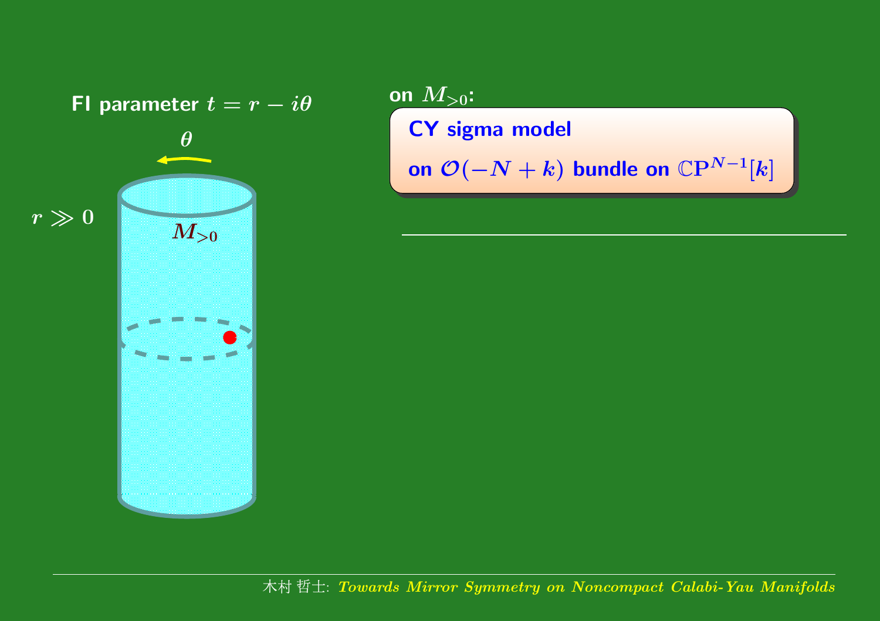FI parameter $t = r - i\theta$

$\theta$

$r \gg 0$

$M_{>0}$

on $M_{>0}$:

**CY sigma model**

**on $\mathcal{O}(-N+k)$ bundle on $\mathbb{CP}^{N-1}[k]$**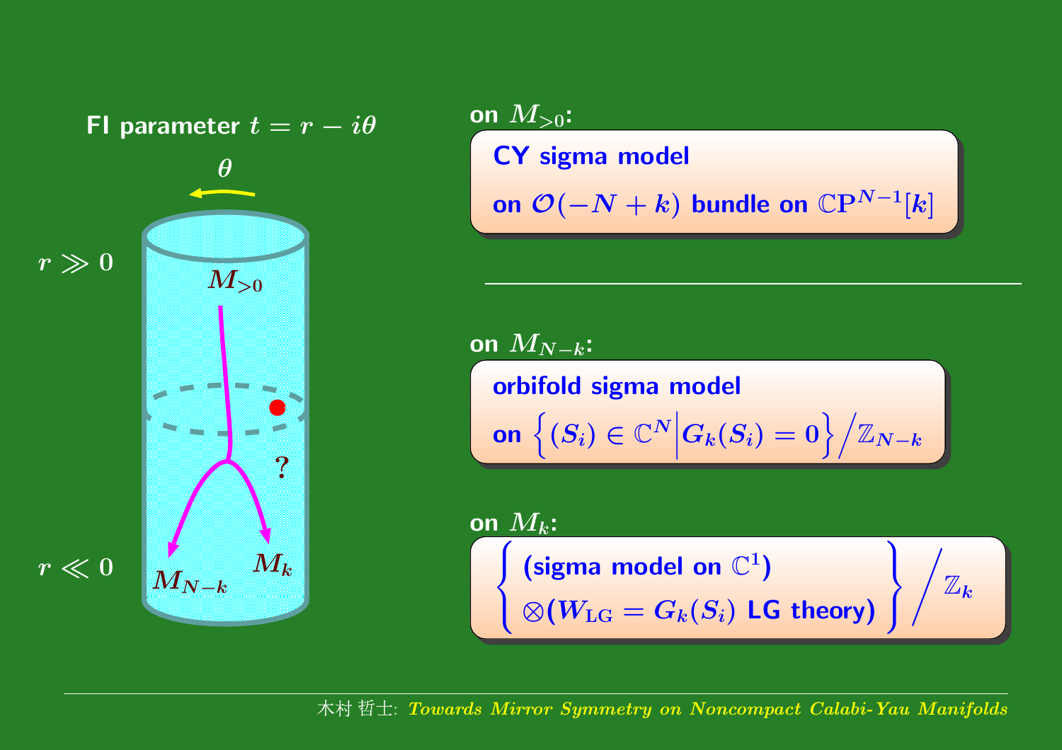FI parameter $t = r - i\theta$

$\theta$

$r \gg 0$

$M_{>0}$

?

$r \ll 0$

$M_{N-k}$

$M_k$

**on $M_{>0}$:**

**CY sigma model**

**on $\mathcal{O}(-N+k)$ bundle on $\mathbb{CP}^{N-1}[k]$**

---

**on $M_{N-k}$:**

**orbifold sigma model**

**on** $\left\{(S_i) \in \mathbb{C}^N \middle| G_k(S_i) = 0\right\} \Big/ \mathbb{Z}_{N-k}$

**on $M_k$:**

$$\left\{ \begin{array}{l} \textbf{(sigma model on } \mathbb{C}^1\textbf{)} \\ \otimes(W_{\rm LG} = G_k(S_i) \textbf{ LG theory)} \end{array} \right\} \Big/ \mathbb{Z}_k$$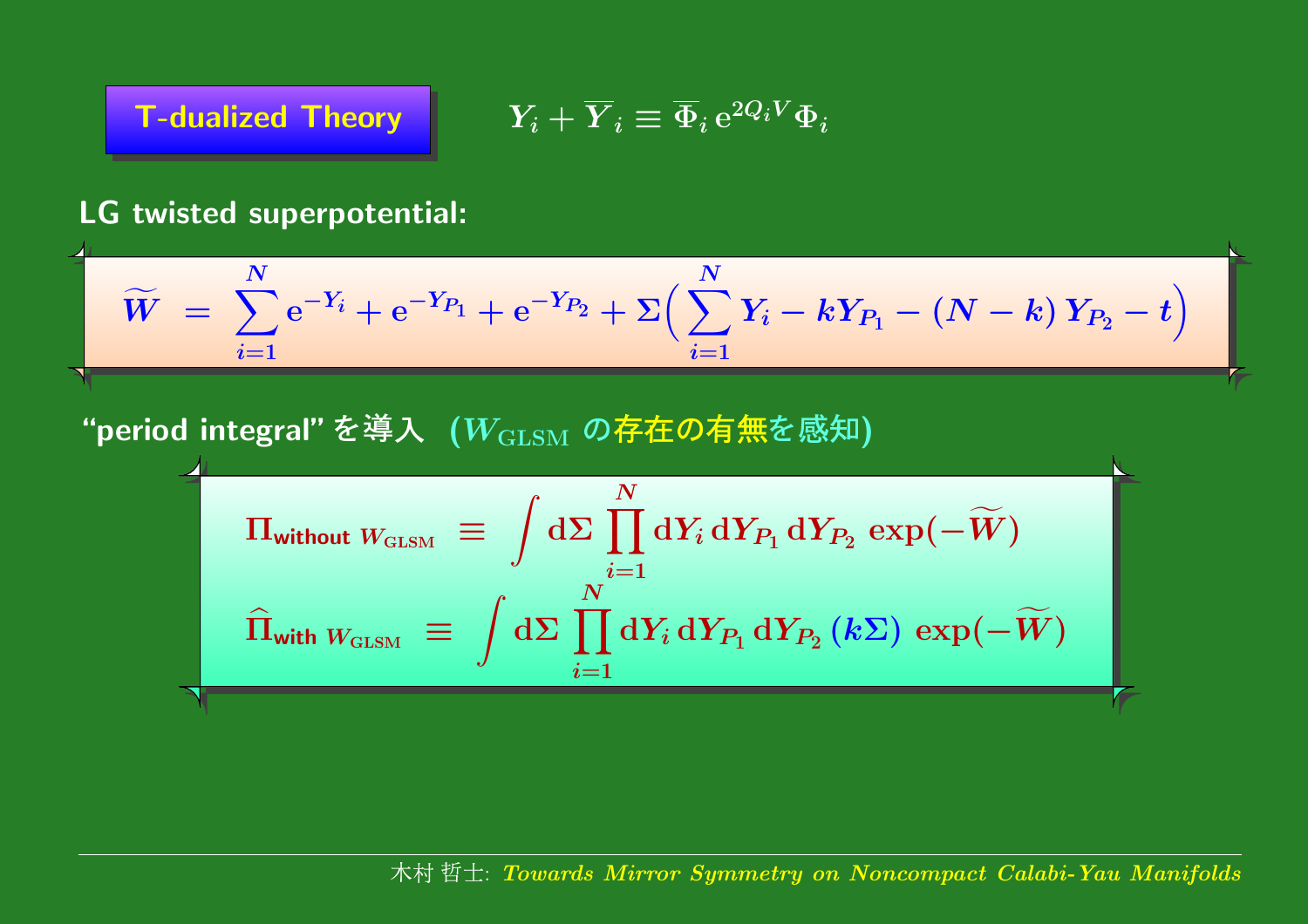## T-dualized Theory

$$Y_i + \overline{Y}_i \equiv \overline{\Phi}_i \, \mathrm{e}^{2Q_i V} \Phi_i$$

**LG twisted superpotential:**

$$\widetilde{W} \; = \; \sum_{i=1}^{N} \mathrm{e}^{-Y_i} + \mathrm{e}^{-Y_{P_1}} + \mathrm{e}^{-Y_{P_2}} + \Sigma \Big( \sum_{i=1}^{N} Y_i - k Y_{P_1} - (N-k) \, Y_{P_2} - t \Big)$$

**“period integral” を導入 ($W_{\mathrm{GLSM}}$ の存在の有無を感知)**

$$\Pi_{\text{without } W_{\mathrm{GLSM}}} \; \equiv \; \int \mathrm{d}\Sigma \prod_{i=1}^{N} \mathrm{d}Y_i \, \mathrm{d}Y_{P_1} \, \mathrm{d}Y_{P_2} \; \exp(-\widetilde{W})$$

$$\widehat{\Pi}_{\text{with } W_{\mathrm{GLSM}}} \; \equiv \; \int \mathrm{d}\Sigma \prod_{i=1}^{N} \mathrm{d}Y_i \, \mathrm{d}Y_{P_1} \, \mathrm{d}Y_{P_2} \, (k\Sigma) \; \exp(-\widetilde{W})$$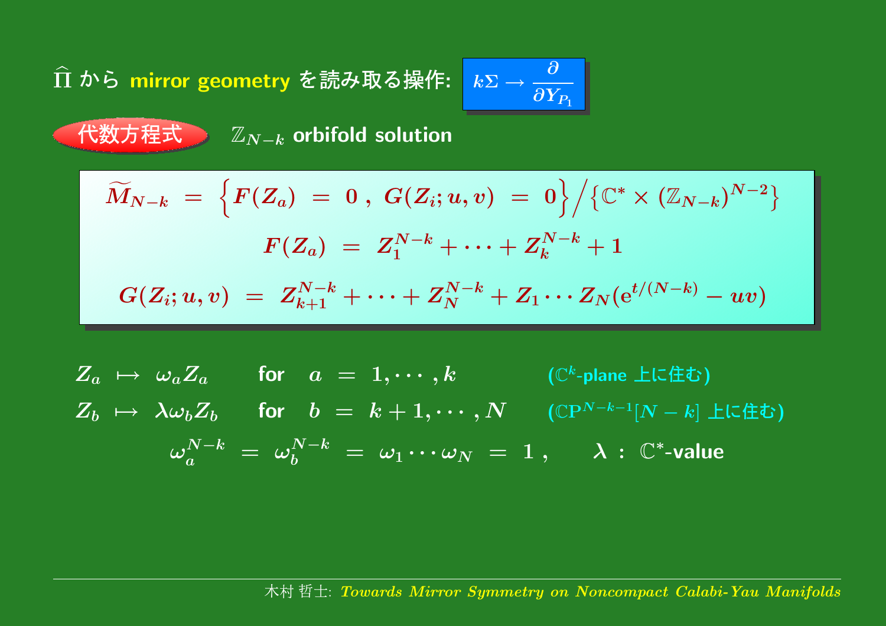$\widehat{\Pi}$ から **mirror geometry** を読み取る操作: $k\Sigma \to \dfrac{\partial}{\partial Y_{P_1}}$

**代数方程式** $\mathbb{Z}_{N-k}$ orbifold solution

$$\widetilde{M}_{N-k} \;=\; \Big\{ F(Z_a) \;=\; 0 \;,\; G(Z_i; u, v) \;=\; 0 \Big\} \Big/ \big\{ \mathbb{C}^* \times (\mathbb{Z}_{N-k})^{N-2} \big\}$$

$$F(Z_a) \;=\; Z_1^{N-k} + \cdots + Z_k^{N-k} + 1$$

$$G(Z_i; u, v) \;=\; Z_{k+1}^{N-k} + \cdots + Z_N^{N-k} + Z_1 \cdots Z_N (\mathrm{e}^{t/(N-k)} - uv)$$

$Z_a \;\mapsto\; \omega_a Z_a$ for $a \;=\; 1, \cdots, k$ ($\mathbb{C}^k$-plane 上に住む)

$Z_b \;\mapsto\; \lambda \omega_b Z_b$ for $b \;=\; k+1, \cdots, N$ ($\mathbb{CP}^{N-k-1}[N-k]$ 上に住む)

$$\omega_a^{N-k} \;=\; \omega_b^{N-k} \;=\; \omega_1 \cdots \omega_N \;=\; 1 \;, \qquad \lambda \;:\; \mathbb{C}^*\text{-value}$$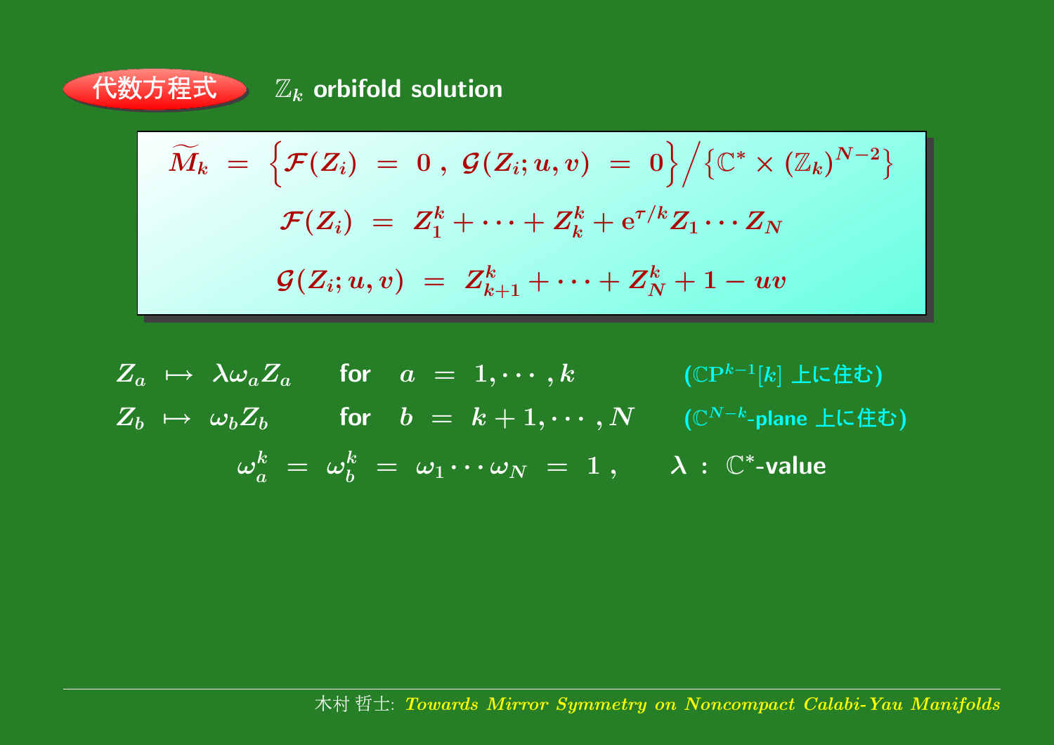## 代数方程式 $\mathbb{Z}_k$ orbifold solution

$$
\widetilde{M}_k \;=\; \Big\{ \mathcal{F}(Z_i) \;=\; 0 \,,\; \mathcal{G}(Z_i; u, v) \;=\; 0 \Big\} \Big/ \big\{ \mathbb{C}^* \times (\mathbb{Z}_k)^{N-2} \big\}
$$

$$
\mathcal{F}(Z_i) \;=\; Z_1^k + \cdots + Z_k^k + \mathrm{e}^{\tau/k} Z_1 \cdots Z_N
$$

$$
\mathcal{G}(Z_i; u, v) \;=\; Z_{k+1}^k + \cdots + Z_N^k + 1 - uv
$$

$$
Z_a \;\mapsto\; \lambda \omega_a Z_a \qquad \text{for} \quad a \;=\; 1, \cdots, k \qquad (\mathbb{C}\mathrm{P}^{k-1}[k] \text{ 上に住む})
$$

$$
Z_b \;\mapsto\; \omega_b Z_b \qquad \text{for} \quad b \;=\; k+1, \cdots, N \qquad (\mathbb{C}^{N-k}\text{-plane 上に住む})
$$

$$
\omega_a^k \;=\; \omega_b^k \;=\; \omega_1 \cdots \omega_N \;=\; 1 \,, \qquad \lambda \,:\, \mathbb{C}^*\text{-value}
$$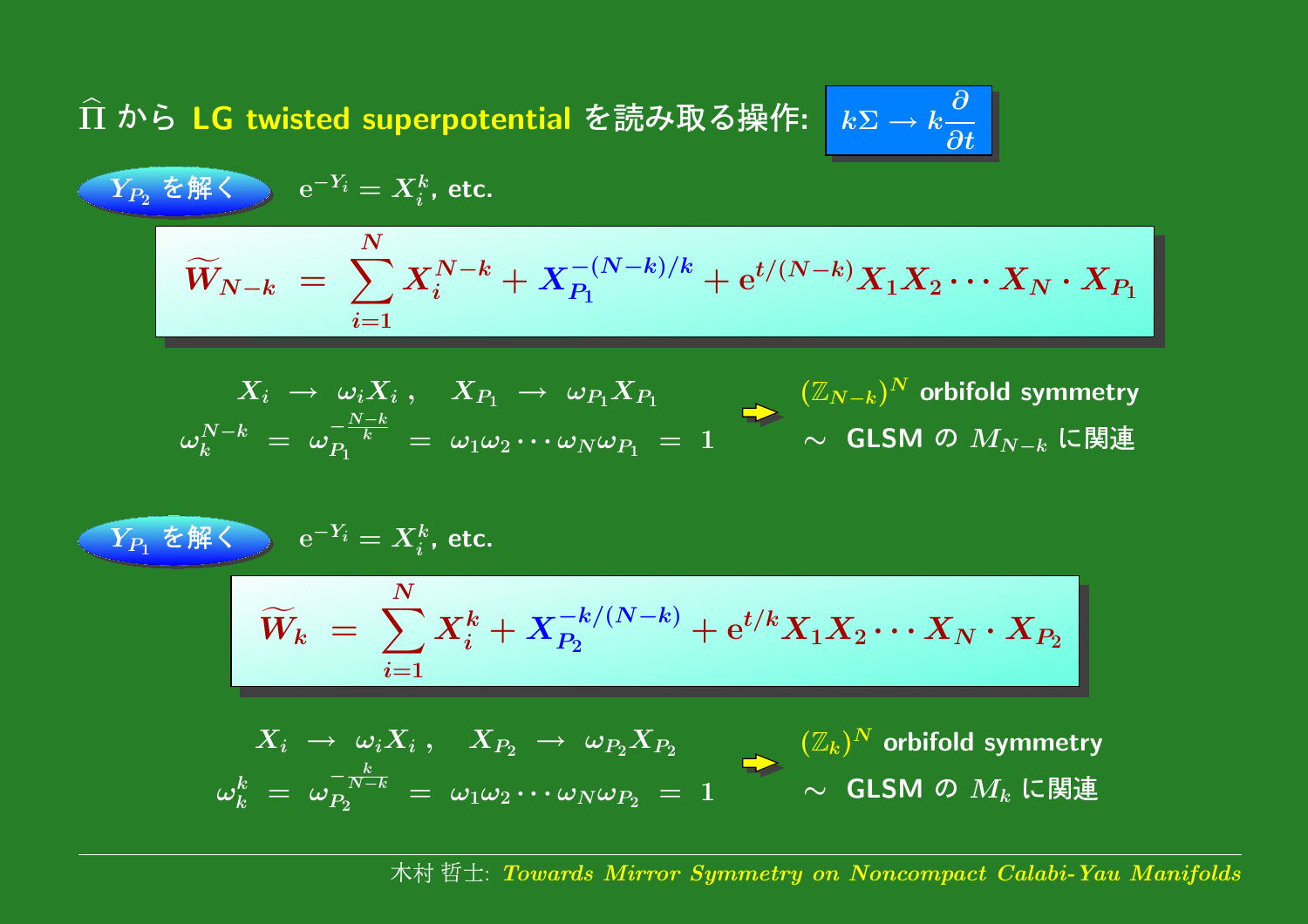## $\widehat{\Pi}$ から LG twisted superpotential を読み取る操作: $k\Sigma \to k\dfrac{\partial}{\partial t}$

**$Y_{P_2}$ を解く** $\quad \mathrm{e}^{-Y_i} = X_i^k$, etc.

$$\widetilde{W}_{N-k} = \sum_{i=1}^{N} X_i^{N-k} + X_{P_1}^{-(N-k)/k} + \mathrm{e}^{t/(N-k)} X_1 X_2 \cdots X_N \cdot X_{P_1}$$

$$X_i \to \omega_i X_i \,, \quad X_{P_1} \to \omega_{P_1} X_{P_1}$$
$$\omega_k^{N-k} = \omega_{P_1}^{-\frac{N-k}{k}} = \omega_1 \omega_2 \cdots \omega_N \omega_{P_1} = 1$$

⇒ $(\mathbb{Z}_{N-k})^N$ orbifold symmetry
$\sim$ GLSM の $M_{N-k}$ に関連

**$Y_{P_1}$ を解く** $\quad \mathrm{e}^{-Y_i} = X_i^k$, etc.

$$\widetilde{W}_{k} = \sum_{i=1}^{N} X_i^{k} + X_{P_2}^{-k/(N-k)} + \mathrm{e}^{t/k} X_1 X_2 \cdots X_N \cdot X_{P_2}$$

$$X_i \to \omega_i X_i \,, \quad X_{P_2} \to \omega_{P_2} X_{P_2}$$
$$\omega_k^{k} = \omega_{P_2}^{-\frac{k}{N-k}} = \omega_1 \omega_2 \cdots \omega_N \omega_{P_2} = 1$$

⇒ $(\mathbb{Z}_{k})^N$ orbifold symmetry
$\sim$ GLSM の $M_{k}$ に関連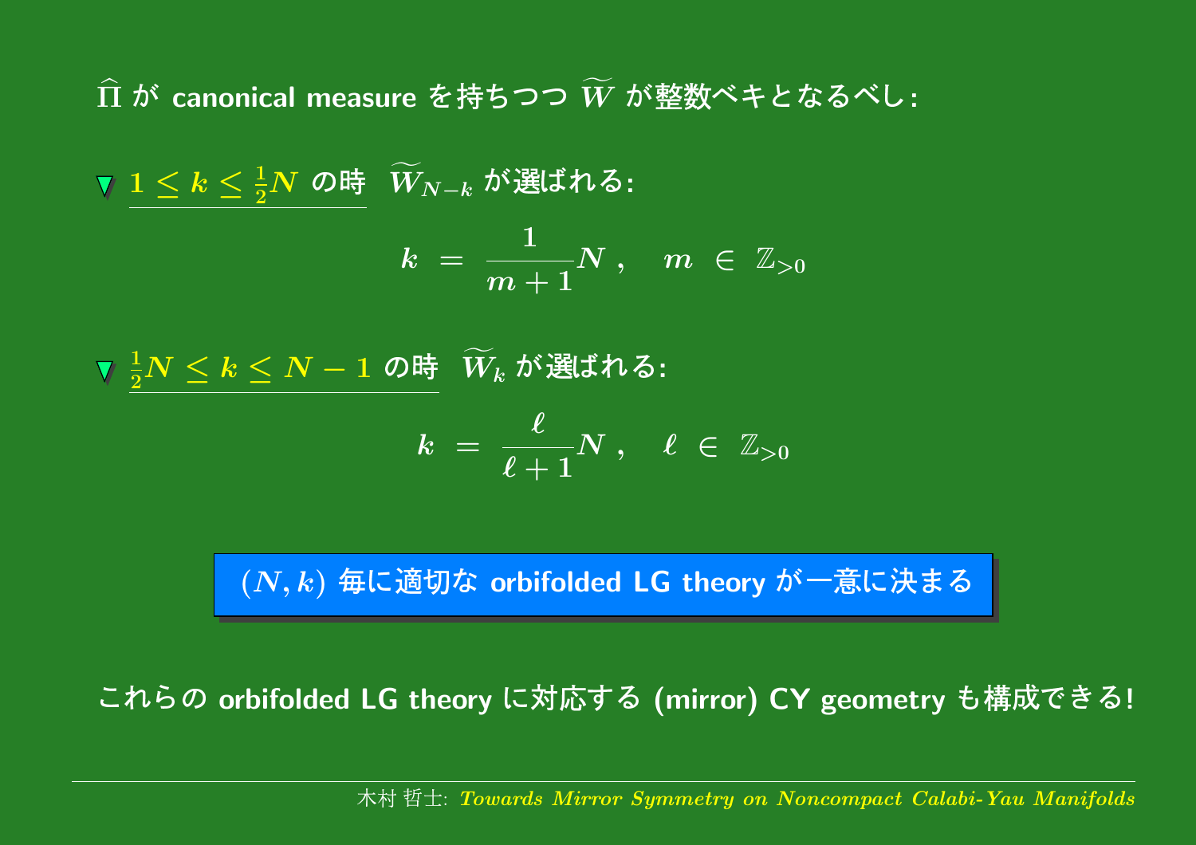$\widehat{\Pi}$ が canonical measure を持ちつつ $\widetilde{W}$ が整数ベキとなるべし:

- $1 \le k \le \frac{1}{2}N$ の時 $\widetilde{W}_{N-k}$ が選ばれる:

$$k = \frac{1}{m+1}N \,, \quad m \in \mathbb{Z}_{>0}$$

- $\frac{1}{2}N \le k \le N-1$ の時 $\widetilde{W}_k$ が選ばれる:

$$k = \frac{\ell}{\ell+1}N \,, \quad \ell \in \mathbb{Z}_{>0}$$

**$(N,k)$ 毎に適切な orbifolded LG theory が一意に決まる**

これらの orbifolded LG theory に対応する (mirror) CY geometry も構成できる!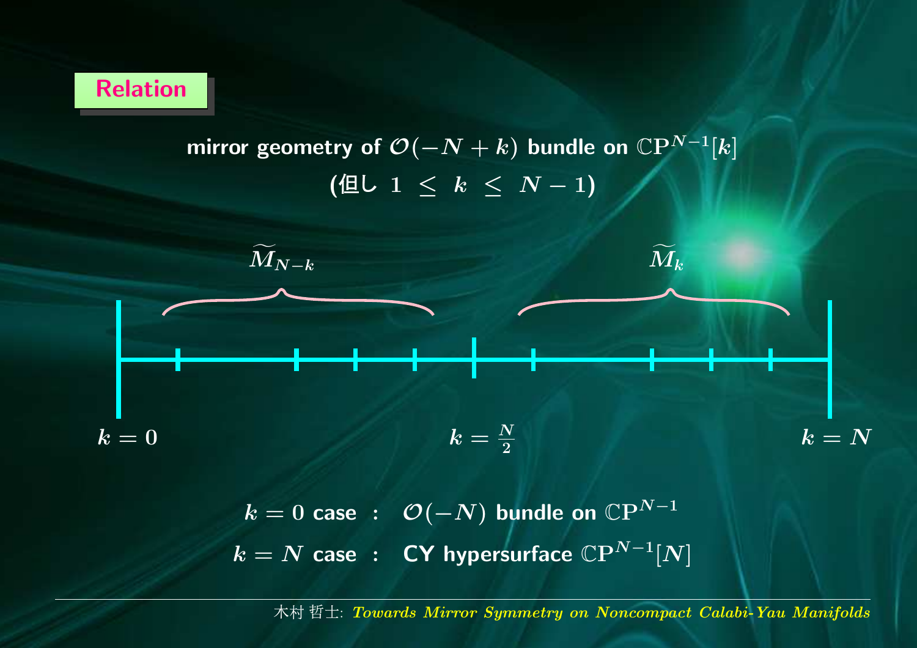## Relation

mirror geometry of $\mathcal{O}(-N+k)$ bundle on $\mathbb{C}\mathrm{P}^{N-1}[k]$

(但し $1 \leq k \leq N-1$)

$\widetilde{M}_{N-k}$ $\qquad$ $\widetilde{M}_k$

$k=0$ $\qquad$ $k=\frac{N}{2}$ $\qquad$ $k=N$

$k=0$ case : $\mathcal{O}(-N)$ bundle on $\mathbb{C}\mathrm{P}^{N-1}$

$k=N$ case : CY hypersurface $\mathbb{C}\mathrm{P}^{N-1}[N]$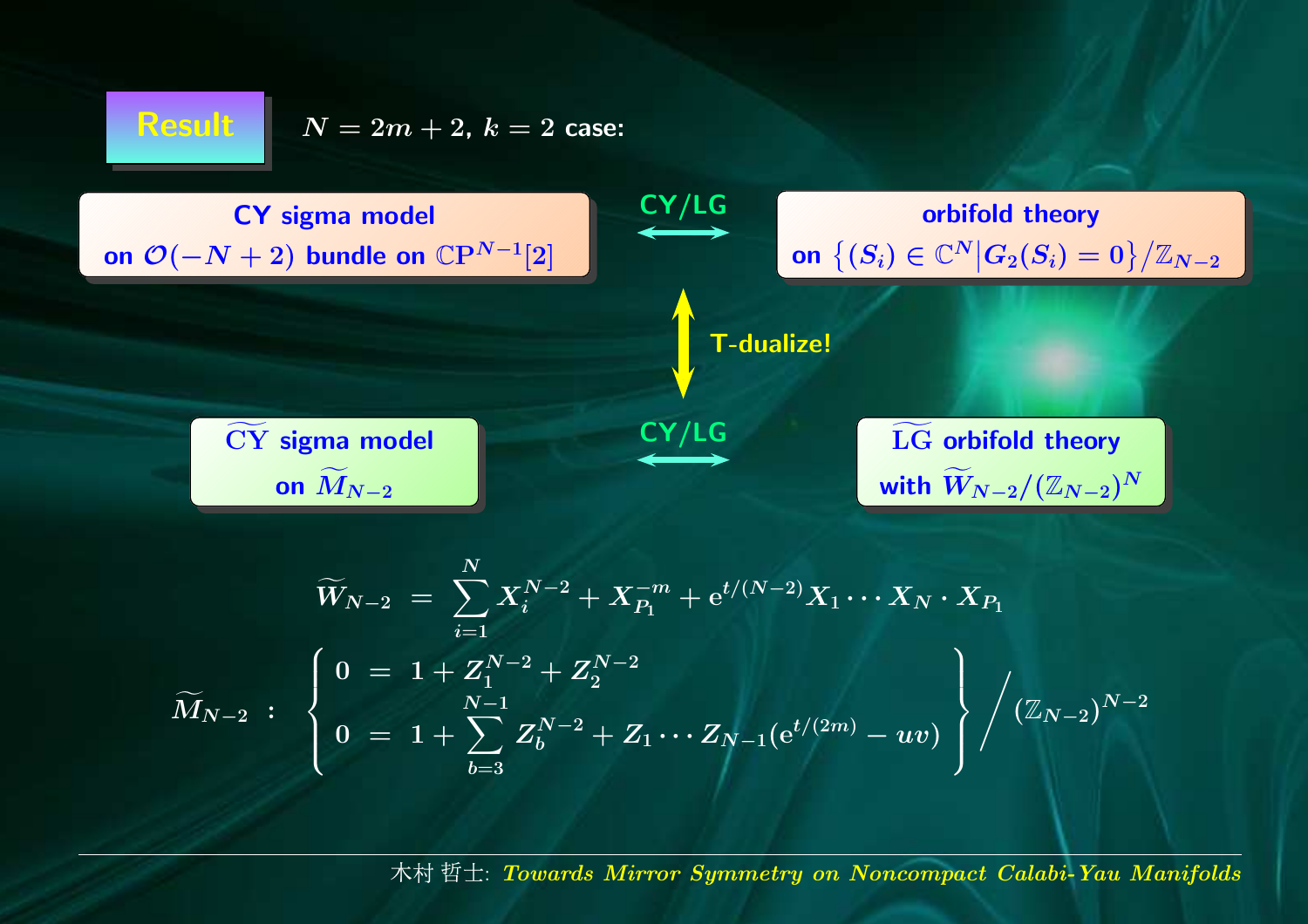**Result** $N = 2m+2$, $k = 2$ case:

**CY sigma model** on $\mathcal{O}(-N+2)$ bundle on $\mathbb{CP}^{N-1}[2]$

CY/LG ↔

**orbifold theory** on $\{(S_i) \in \mathbb{C}^N \big| G_2(S_i) = 0\}/\mathbb{Z}_{N-2}$

↕ **T-dualize!**

**$\widetilde{\text{CY}}$ sigma model** on $\widetilde{M}_{N-2}$

CY/LG ↔

**$\widetilde{\text{LG}}$ orbifold theory** with $\widetilde{W}_{N-2}/(\mathbb{Z}_{N-2})^N$

$$\widetilde{W}_{N-2} \ = \ \sum_{i=1}^{N} X_i^{N-2} + X_{P_1}^{-m} + \mathrm{e}^{t/(N-2)} X_1 \cdots X_N \cdot X_{P_1}$$

$$\widetilde{M}_{N-2} \ : \ \left\{ \begin{array}{rcl} 0 & = & 1 + Z_1^{N-2} + Z_2^{N-2} \\ 0 & = & 1 + \displaystyle\sum_{b=3}^{N-1} Z_b^{N-2} + Z_1 \cdots Z_{N-1}(\mathrm{e}^{t/(2m)} - uv) \end{array} \right\} \Big/ (\mathbb{Z}_{N-2})^{N-2}$$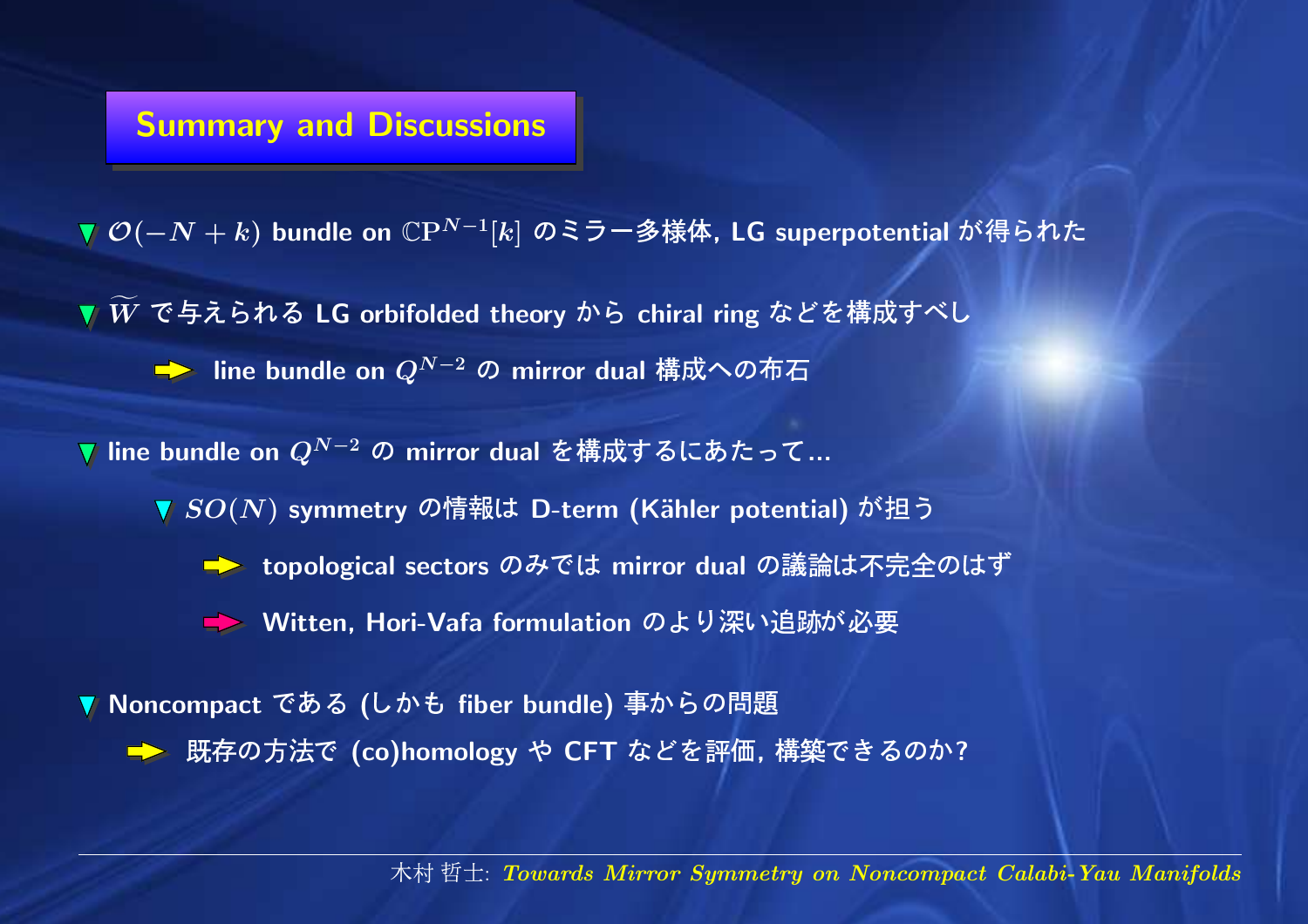## Summary and Discussions

- $\mathcal{O}(-N+k)$ bundle on $\mathbb{C}\mathrm{P}^{N-1}[k]$ のミラー多様体, LG superpotential が得られた
- $\widetilde{W}$ で与えられる LG orbifolded theory から chiral ring などを構成すべし
  - ➡ line bundle on $Q^{N-2}$ の mirror dual 構成への布石
- line bundle on $Q^{N-2}$ の mirror dual を構成するにあたって...
  - $SO(N)$ symmetry の情報は D-term (Kähler potential) が担う
    - ➡ topological sectors のみでは mirror dual の議論は不完全のはず
    - ➡ Witten, Hori-Vafa formulation のより深い追跡が必要
- Noncompact である (しかも fiber bundle) 事からの問題
  - ➡ 既存の方法で (co)homology や CFT などを評価, 構築できるのか?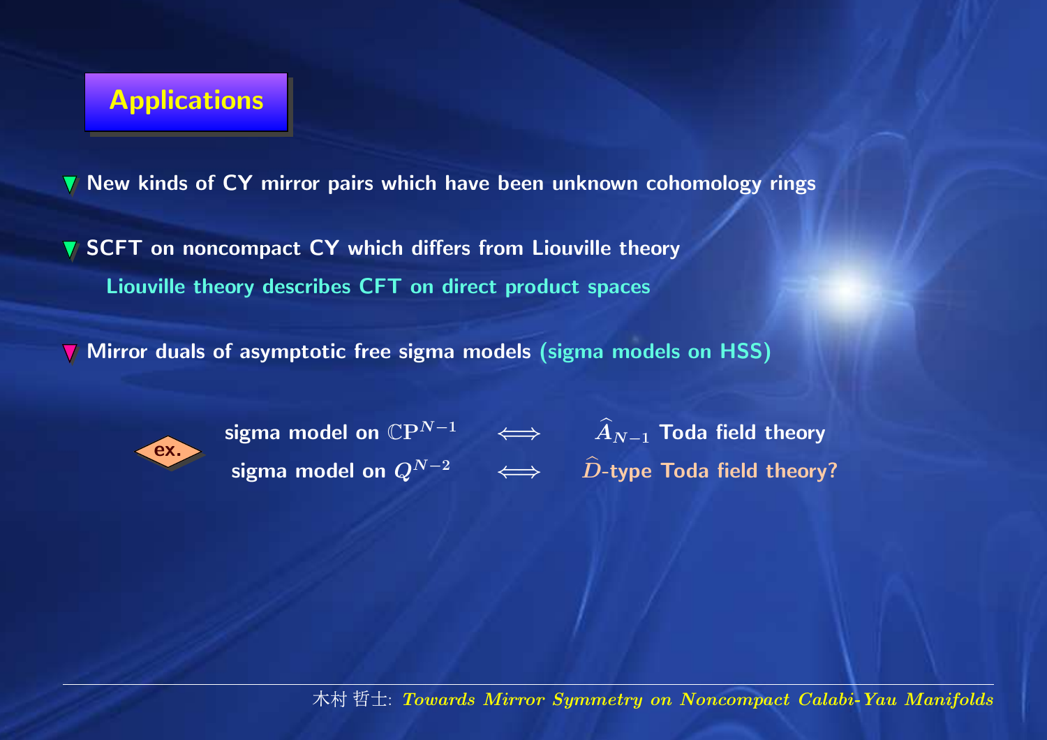# Applications

- New kinds of CY mirror pairs which have been unknown cohomology rings
- SCFT on noncompact CY which differs from Liouville theory

  Liouville theory describes CFT on direct product spaces

- Mirror duals of asymptotic free sigma models (sigma models on HSS)

ex.

sigma model on $\mathbb{C}\mathrm{P}^{N-1}$ $\Longleftrightarrow$ $\widehat{A}_{N-1}$ Toda field theory

sigma model on $Q^{N-2}$ $\Longleftrightarrow$ $\widehat{D}$-type Toda field theory?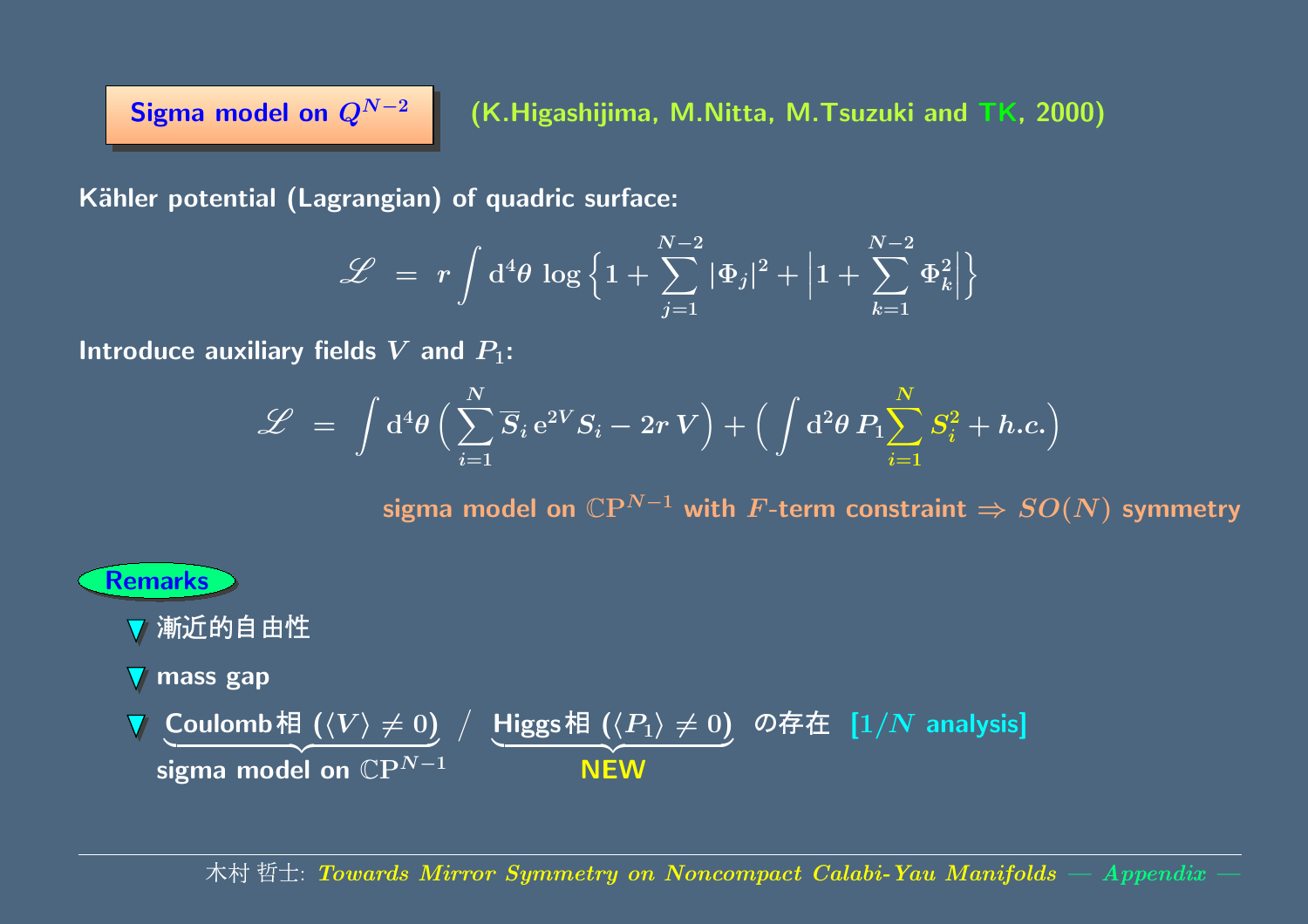## Sigma model on $Q^{N-2}$

(K.Higashijima, M.Nitta, M.Tsuzuki and TK, 2000)

**Kähler potential (Lagrangian) of quadric surface:**

$$\mathscr{L} \;=\; r \int \mathrm{d}^4\theta \; \log \Big\{ 1 + \sum_{j=1}^{N-2} |\Phi_j|^2 + \Big| 1 + \sum_{k=1}^{N-2} \Phi_k^2 \Big| \Big\}$$

**Introduce auxiliary fields $V$ and $P_1$:**

$$\mathscr{L} \;=\; \int \mathrm{d}^4\theta \, \Big( \sum_{i=1}^{N} \overline{S}_i \, \mathrm{e}^{2V} S_i - 2r\, V \Big) + \Big( \int \mathrm{d}^2\theta \, P_1 \sum_{i=1}^{N} S_i^2 + h.c. \Big)$$

sigma model on $\mathbb{CP}^{N-1}$ with $F$-term constraint $\Rightarrow$ $SO(N)$ symmetry

**Remarks**

- 漸近的自由性
- mass gap
- Coulomb相 ($\langle V \rangle \neq 0$) [sigma model on $\mathbb{CP}^{N-1}$] / Higgs相 ($\langle P_1 \rangle \neq 0$) [NEW] の存在 [$1/N$ analysis]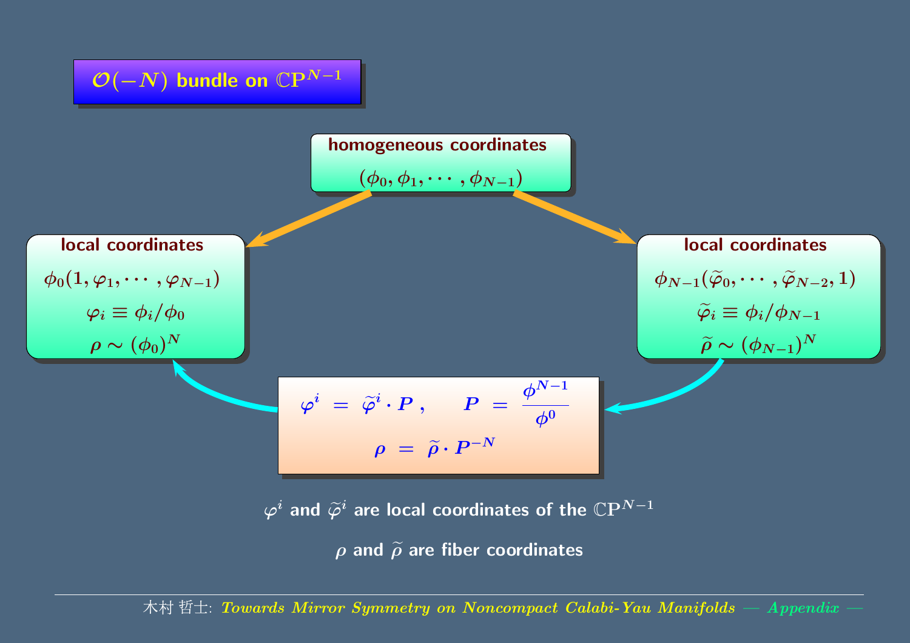## $\mathcal{O}(-N)$ bundle on $\mathbb{CP}^{N-1}$

**homogeneous coordinates**

$$(\phi_0, \phi_1, \cdots, \phi_{N-1})$$

**local coordinates**

$$\phi_0(1, \varphi_1, \cdots, \varphi_{N-1})$$

$$\varphi_i \equiv \phi_i / \phi_0$$

$$\rho \sim (\phi_0)^N$$

**local coordinates**

$$\phi_{N-1}(\widetilde{\varphi}_0, \cdots, \widetilde{\varphi}_{N-2}, 1)$$

$$\widetilde{\varphi}_i \equiv \phi_i / \phi_{N-1}$$

$$\widetilde{\rho} \sim (\phi_{N-1})^N$$

$$\varphi^i = \widetilde{\varphi}^i \cdot P \,, \qquad P = \frac{\phi^{N-1}}{\phi^0}$$

$$\rho = \widetilde{\rho} \cdot P^{-N}$$

$\varphi^i$ and $\widetilde{\varphi}^i$ are local coordinates of the $\mathbb{CP}^{N-1}$

$\rho$ and $\widetilde{\rho}$ are fiber coordinates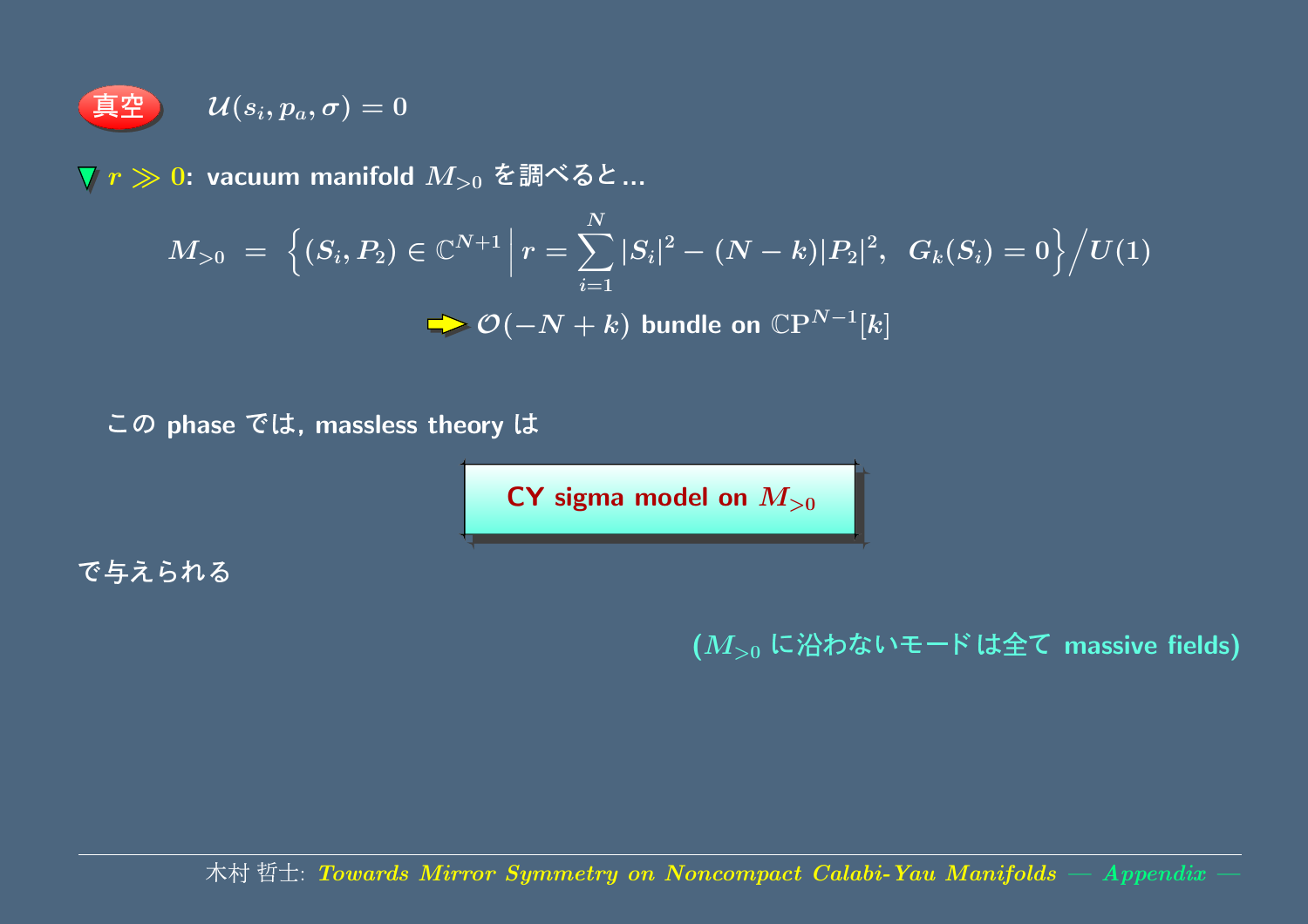**真空** $\mathcal{U}(s_i, p_a, \sigma) = 0$

▼ $r \gg 0$: vacuum manifold $M_{>0}$ を調べると...

$$M_{>0} \;=\; \Big\{(S_i, P_2) \in \mathbb{C}^{N+1} \,\Big|\, r = \sum_{i=1}^{N} |S_i|^2 - (N-k)|P_2|^2, \;\; G_k(S_i) = 0\Big\}\Big/ U(1)$$

➡ $\mathcal{O}(-N+k)$ bundle on $\mathbb{C}\mathrm{P}^{N-1}[k]$

この phase では, massless theory は

**CY sigma model on $M_{>0}$**

で与えられる

($M_{>0}$ に沿わないモードは全て massive fields)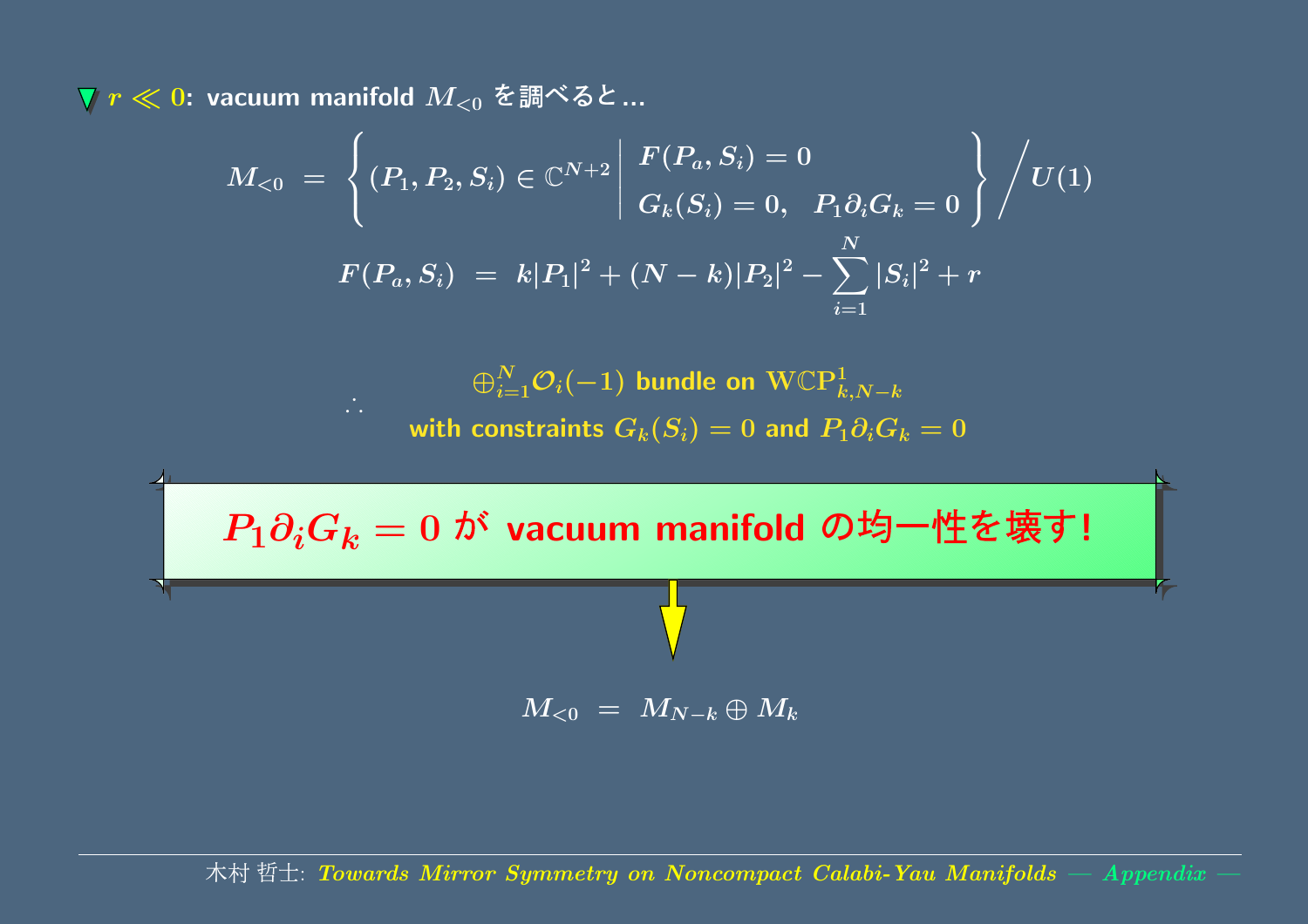▼ $r \ll 0$: vacuum manifold $M_{<0}$ を調べると...

$$M_{<0} \;=\; \left\{ (P_1, P_2, S_i) \in \mathbb{C}^{N+2} \;\middle|\; \begin{array}{l} F(P_a, S_i) = 0 \\ G_k(S_i) = 0, \quad P_1 \partial_i G_k = 0 \end{array} \right\} \Big/ U(1)$$

$$F(P_a, S_i) \;=\; k|P_1|^2 + (N-k)|P_2|^2 - \sum_{i=1}^{N} |S_i|^2 + r$$

$\therefore$ $\oplus_{i=1}^{N} \mathcal{O}_i(-1)$ bundle on $\mathrm{W}\mathbb{C}\mathrm{P}^1_{k,N-k}$
with constraints $G_k(S_i) = 0$ and $P_1 \partial_i G_k = 0$

**$P_1 \partial_i G_k = 0$ が vacuum manifold の均一性を壊す!**

↓

$$M_{<0} \;=\; M_{N-k} \oplus M_k$$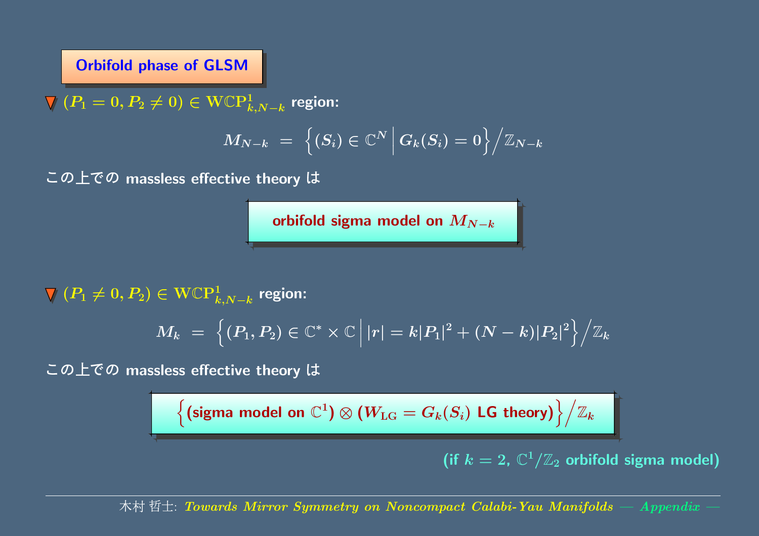## Orbifold phase of GLSM

▼ $(P_1 = 0, P_2 \neq 0) \in \mathrm{W}\mathbb{C}\mathrm{P}^1_{k,N-k}$ region:

$$M_{N-k} \;=\; \Big\{ (S_i) \in \mathbb{C}^N \,\Big|\, G_k(S_i) = 0 \Big\} \Big/ \mathbb{Z}_{N-k}$$

この上での massless effective theory は

**orbifold sigma model on $M_{N-k}$**

▼ $(P_1 \neq 0, P_2) \in \mathrm{W}\mathbb{C}\mathrm{P}^1_{k,N-k}$ region:

$$M_k \;=\; \Big\{ (P_1, P_2) \in \mathbb{C}^* \times \mathbb{C} \,\Big|\, |r| = k|P_1|^2 + (N-k)|P_2|^2 \Big\} \Big/ \mathbb{Z}_k$$

この上での massless effective theory は

$$\Big\{ (\text{sigma model on } \mathbb{C}^1) \otimes (W_{\mathrm{LG}} = G_k(S_i) \text{ LG theory}) \Big\} \Big/ \mathbb{Z}_k$$

(if $k = 2$, $\mathbb{C}^1/\mathbb{Z}_2$ orbifold sigma model)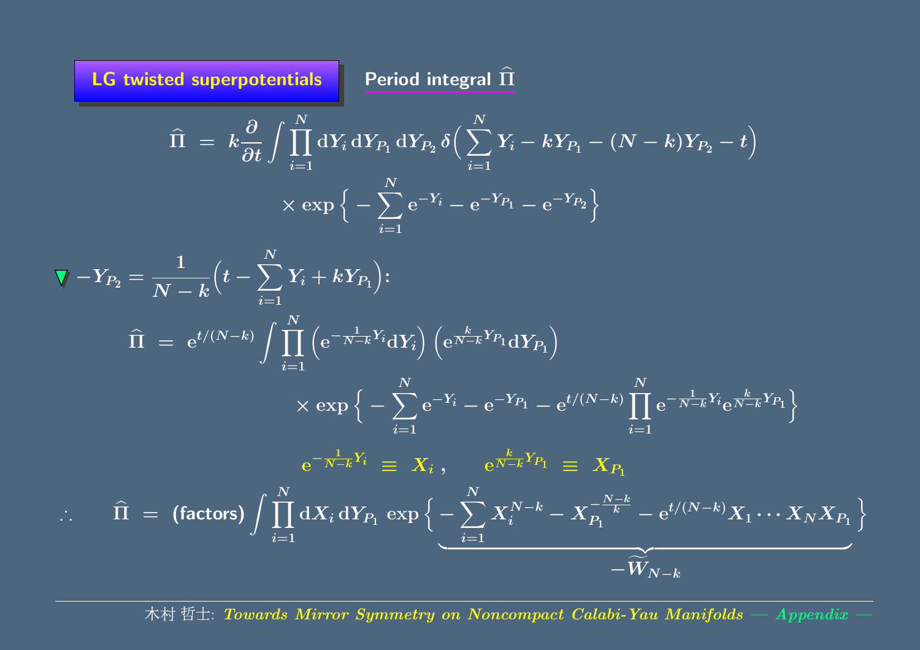## LG twisted superpotentials

**Period integral $\widehat{\Pi}$**

$$\widehat{\Pi} \;=\; k\frac{\partial}{\partial t} \int \prod_{i=1}^{N} \mathrm{d}Y_i \, \mathrm{d}Y_{P_1} \, \mathrm{d}Y_{P_2} \, \delta\Big( \sum_{i=1}^{N} Y_i - kY_{P_1} - (N-k)Y_{P_2} - t \Big)$$

$$\times \exp\Big\{ -\sum_{i=1}^{N} \mathrm{e}^{-Y_i} - \mathrm{e}^{-Y_{P_1}} - \mathrm{e}^{-Y_{P_2}} \Big\}$$

$-Y_{P_2} = \dfrac{1}{N-k}\Big( t - \displaystyle\sum_{i=1}^{N} Y_i + kY_{P_1} \Big)$:

$$\widehat{\Pi} \;=\; \mathrm{e}^{t/(N-k)} \int \prod_{i=1}^{N} \Big( \mathrm{e}^{-\frac{1}{N-k}Y_i} \mathrm{d}Y_i \Big) \Big( \mathrm{e}^{\frac{k}{N-k}Y_{P_1}} \mathrm{d}Y_{P_1} \Big)$$

$$\times \exp\Big\{ -\sum_{i=1}^{N} \mathrm{e}^{-Y_i} - \mathrm{e}^{-Y_{P_1}} - \mathrm{e}^{t/(N-k)} \prod_{i=1}^{N} \mathrm{e}^{-\frac{1}{N-k}Y_i} \mathrm{e}^{\frac{k}{N-k}Y_{P_1}} \Big\}$$

$$\mathrm{e}^{-\frac{1}{N-k}Y_i} \;\equiv\; X_i \,, \qquad \mathrm{e}^{\frac{k}{N-k}Y_{P_1}} \;\equiv\; X_{P_1}$$

$$\therefore \qquad \widehat{\Pi} \;=\; \text{(factors)} \int \prod_{i=1}^{N} \mathrm{d}X_i \, \mathrm{d}Y_{P_1} \, \exp\Big\{ \underbrace{ -\sum_{i=1}^{N} X_i^{N-k} - X_{P_1}^{-\frac{N-k}{k}} - \mathrm{e}^{t/(N-k)} X_1 \cdots X_N X_{P_1} }_{-\widetilde{W}_{N-k}} \Big\}$$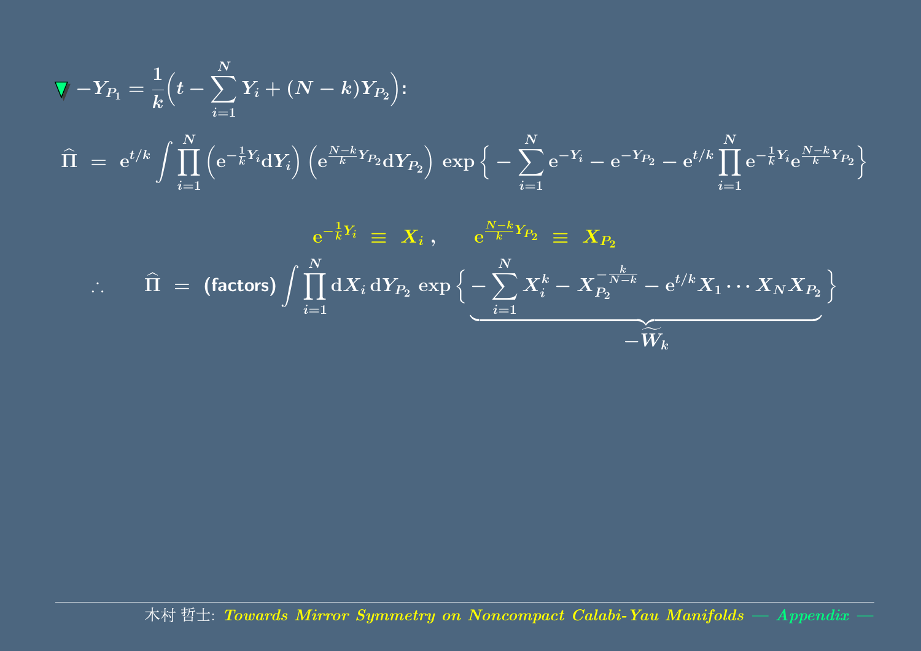▼ $-Y_{P_1} = \frac{1}{k}\Big(t - \sum_{i=1}^{N} Y_i + (N-k) Y_{P_2}\Big)$:

$$\widehat{\Pi} \;=\; \mathrm{e}^{t/k} \int \prod_{i=1}^{N} \Big(\mathrm{e}^{-\frac{1}{k}Y_i} \mathrm{d}Y_i\Big) \Big(\mathrm{e}^{\frac{N-k}{k}Y_{P_2}} \mathrm{d}Y_{P_2}\Big) \exp\Big\{ - \sum_{i=1}^{N} \mathrm{e}^{-Y_i} - \mathrm{e}^{-Y_{P_2}} - \mathrm{e}^{t/k} \prod_{i=1}^{N} \mathrm{e}^{-\frac{1}{k}Y_i} \mathrm{e}^{\frac{N-k}{k}Y_{P_2}} \Big\}$$

$$\mathrm{e}^{-\frac{1}{k}Y_i} \;\equiv\; X_i \,, \qquad \mathrm{e}^{\frac{N-k}{k}Y_{P_2}} \;\equiv\; X_{P_2}$$

$$\therefore \qquad \widehat{\Pi} \;=\; \text{(factors)} \int \prod_{i=1}^{N} \mathrm{d}X_i \, \mathrm{d}Y_{P_2} \exp\Big\{ \underbrace{- \sum_{i=1}^{N} X_i^k - X_{P_2}^{-\frac{k}{N-k}} - \mathrm{e}^{t/k} X_1 \cdots X_N X_{P_2}}_{-\widetilde{W}_k} \Big\}$$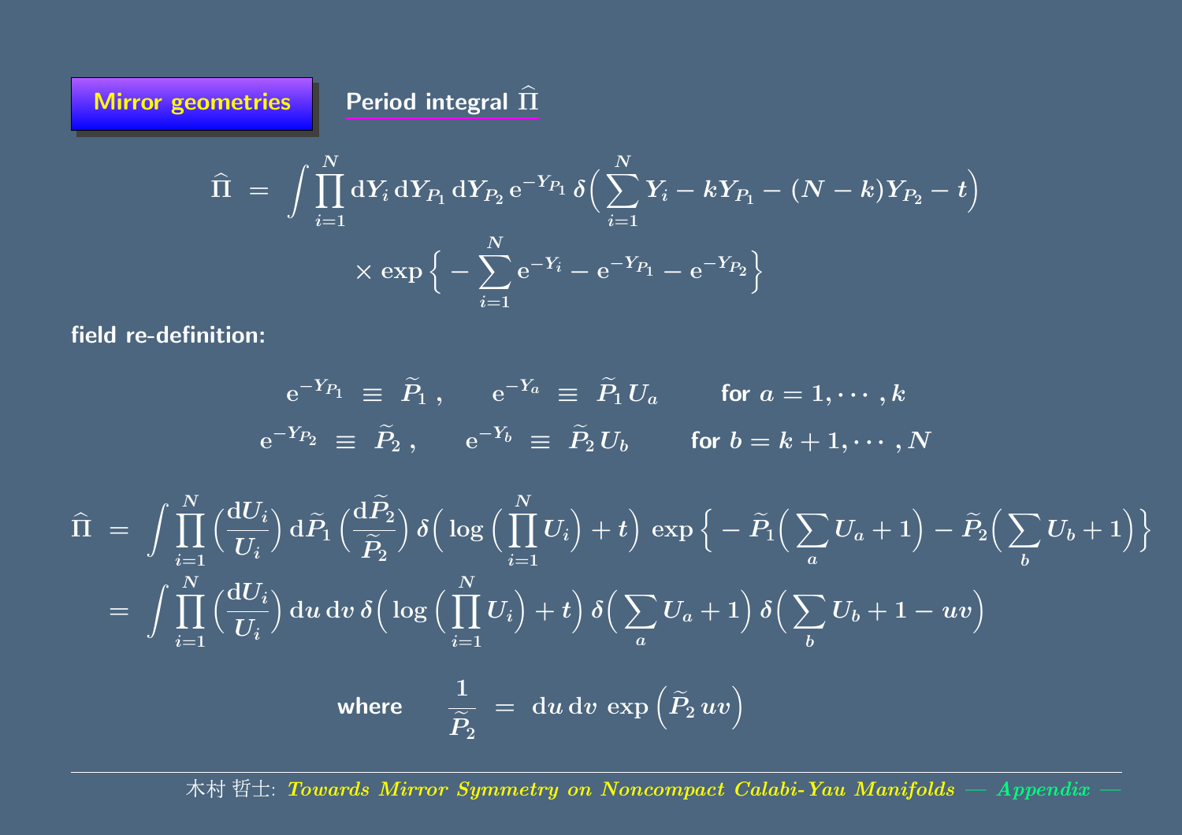## Mirror geometries

### Period integral $\widehat{\Pi}$

$$\widehat{\Pi} \ = \ \int \prod_{i=1}^{N} \mathrm{d}Y_i \, \mathrm{d}Y_{P_1} \, \mathrm{d}Y_{P_2} \, \mathrm{e}^{-Y_{P_1}} \, \delta\Big( \sum_{i=1}^{N} Y_i - k Y_{P_1} - (N-k) Y_{P_2} - t \Big) \times \exp \Big\{ - \sum_{i=1}^{N} \mathrm{e}^{-Y_i} - \mathrm{e}^{-Y_{P_1}} - \mathrm{e}^{-Y_{P_2}} \Big\}$$

**field re-definition:**

$$\mathrm{e}^{-Y_{P_1}} \ \equiv \ \widetilde{P}_1 \, , \qquad \mathrm{e}^{-Y_a} \ \equiv \ \widetilde{P}_1 \, U_a \qquad \text{for } a = 1, \cdots, k$$

$$\mathrm{e}^{-Y_{P_2}} \ \equiv \ \widetilde{P}_2 \, , \qquad \mathrm{e}^{-Y_b} \ \equiv \ \widetilde{P}_2 \, U_b \qquad \text{for } b = k+1, \cdots, N$$

$$\begin{aligned}
\widehat{\Pi} \ &= \ \int \prod_{i=1}^{N} \Big( \frac{\mathrm{d}U_i}{U_i} \Big) \, \mathrm{d}\widetilde{P}_1 \Big( \frac{\mathrm{d}\widetilde{P}_2}{\widetilde{P}_2} \Big) \, \delta\Big( \log \Big( \prod_{i=1}^{N} U_i \Big) + t \Big) \, \exp \Big\{ - \widetilde{P}_1 \Big( \sum_a U_a + 1 \Big) - \widetilde{P}_2 \Big( \sum_b U_b + 1 \Big) \Big\} \\
&= \ \int \prod_{i=1}^{N} \Big( \frac{\mathrm{d}U_i}{U_i} \Big) \, \mathrm{d}u \, \mathrm{d}v \, \delta\Big( \log \Big( \prod_{i=1}^{N} U_i \Big) + t \Big) \, \delta\Big( \sum_a U_a + 1 \Big) \, \delta\Big( \sum_b U_b + 1 - uv \Big)
\end{aligned}$$

$$\text{where} \qquad \frac{1}{\widetilde{P}_2} \ = \ \mathrm{d}u \, \mathrm{d}v \, \exp \Big( \widetilde{P}_2 \, uv \Big)$$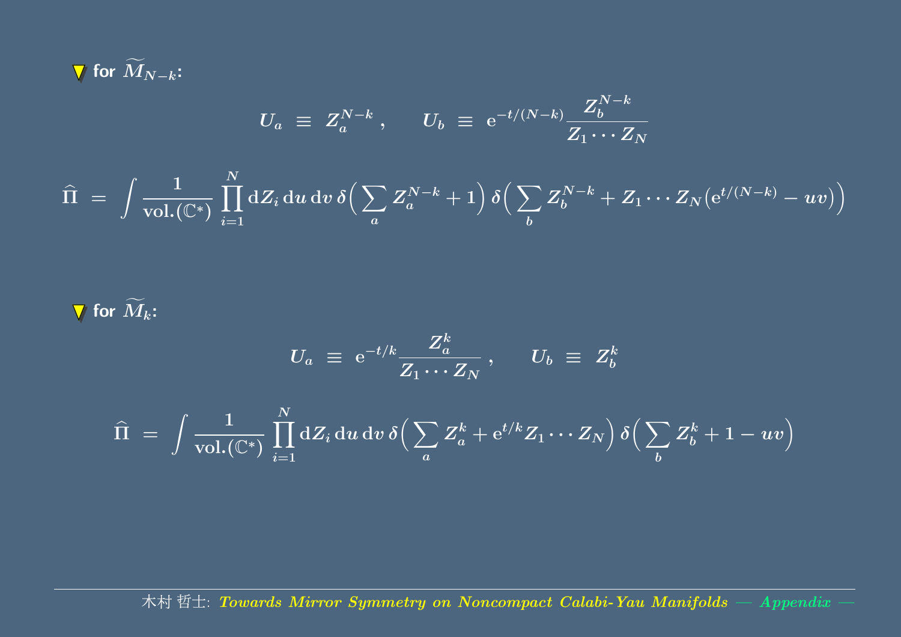- for $\widetilde{M}_{N-k}$:

$$U_a \equiv Z_a^{N-k} \,, \qquad U_b \equiv \mathrm{e}^{-t/(N-k)} \frac{Z_b^{N-k}}{Z_1 \cdots Z_N}$$

$$\widehat{\Pi} = \int \frac{1}{\mathrm{vol.}(\mathbb{C}^*)} \prod_{i=1}^{N} \mathrm{d}Z_i \, \mathrm{d}u \, \mathrm{d}v \, \delta\Big( \sum_a Z_a^{N-k} + 1 \Big) \, \delta\Big( \sum_b Z_b^{N-k} + Z_1 \cdots Z_N \big( \mathrm{e}^{t/(N-k)} - uv \big) \Big)$$

- for $\widetilde{M}_k$:

$$U_a \equiv \mathrm{e}^{-t/k} \frac{Z_a^k}{Z_1 \cdots Z_N} \,, \qquad U_b \equiv Z_b^k$$

$$\widehat{\Pi} = \int \frac{1}{\mathrm{vol.}(\mathbb{C}^*)} \prod_{i=1}^{N} \mathrm{d}Z_i \, \mathrm{d}u \, \mathrm{d}v \, \delta\Big( \sum_a Z_a^k + \mathrm{e}^{t/k} Z_1 \cdots Z_N \Big) \, \delta\Big( \sum_b Z_b^k + 1 - uv \Big)$$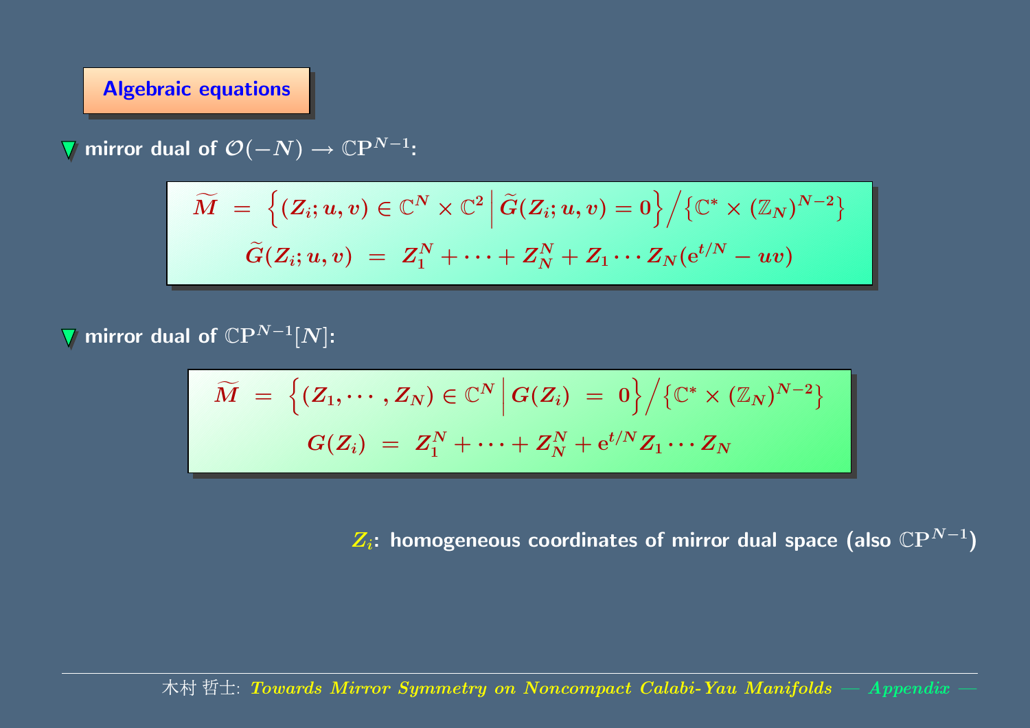## Algebraic equations

- mirror dual of $\mathcal{O}(-N) \to \mathbb{C}\mathrm{P}^{N-1}$:

$$
\widetilde{M} \;=\; \Big\{ (Z_i; u, v) \in \mathbb{C}^N \times \mathbb{C}^2 \,\Big|\, \widetilde{G}(Z_i; u, v) = 0 \Big\} \Big/ \big\{ \mathbb{C}^* \times (\mathbb{Z}_N)^{N-2} \big\}
$$

$$
\widetilde{G}(Z_i; u, v) \;=\; Z_1^N + \cdots + Z_N^N + Z_1 \cdots Z_N (\mathrm{e}^{t/N} - uv)
$$

- mirror dual of $\mathbb{C}\mathrm{P}^{N-1}[N]$:

$$
\widetilde{M} \;=\; \Big\{ (Z_1, \cdots, Z_N) \in \mathbb{C}^N \,\Big|\, G(Z_i) \;=\; 0 \Big\} \Big/ \big\{ \mathbb{C}^* \times (\mathbb{Z}_N)^{N-2} \big\}
$$

$$
G(Z_i) \;=\; Z_1^N + \cdots + Z_N^N + \mathrm{e}^{t/N} Z_1 \cdots Z_N
$$

$Z_i$: homogeneous coordinates of mirror dual space (also $\mathbb{C}\mathrm{P}^{N-1}$)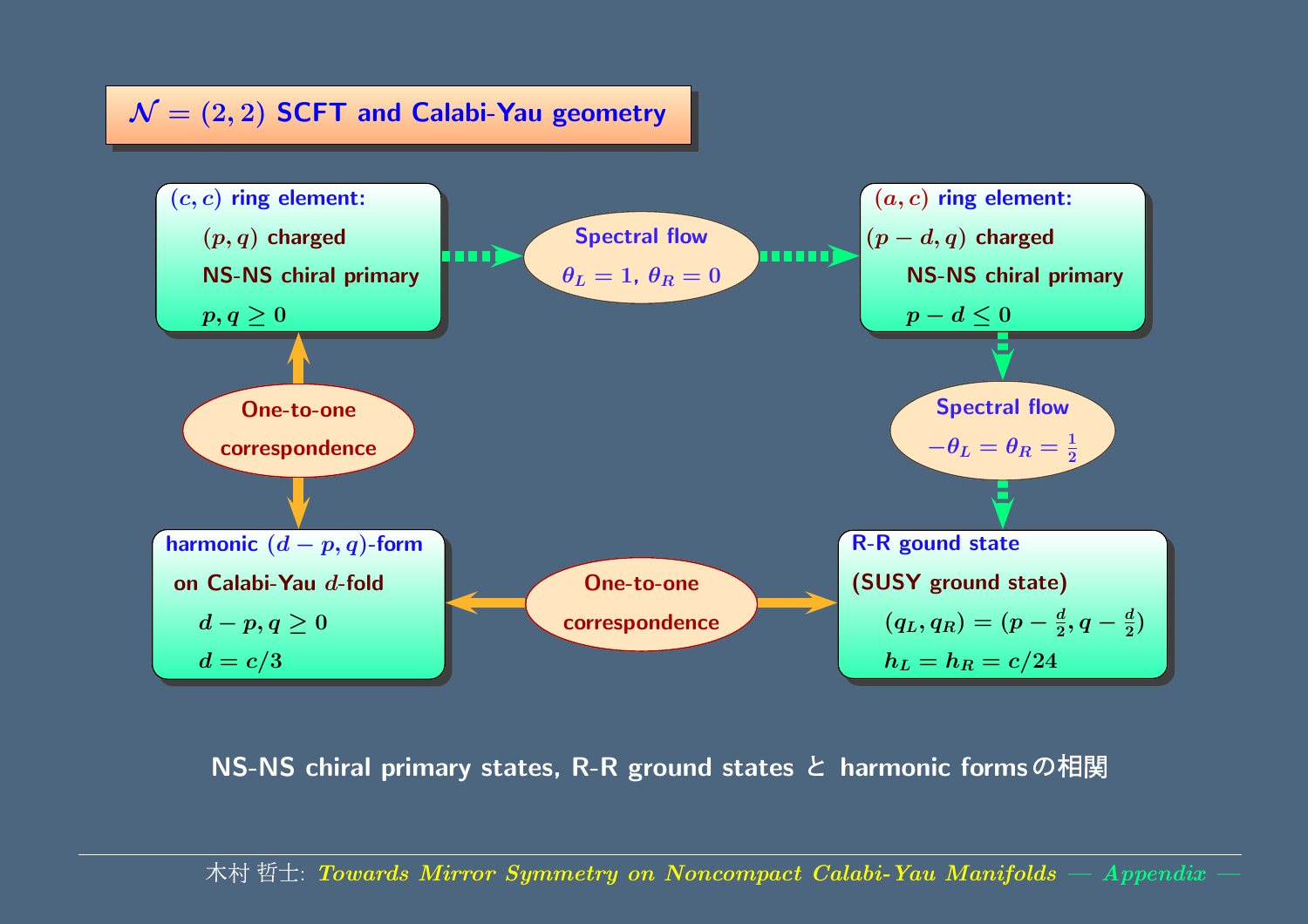# $\mathcal{N}=(2,2)$ SCFT and Calabi-Yau geometry

**$(c,c)$ ring element:**
$(p,q)$ charged
NS-NS chiral primary
$p,q \geq 0$

**Spectral flow**
$\theta_L = 1,\ \theta_R = 0$

**$(a,c)$ ring element:**
$(p-d,q)$ charged
NS-NS chiral primary
$p-d \leq 0$

**One-to-one correspondence**

**Spectral flow**
$-\theta_L = \theta_R = \frac{1}{2}$

**harmonic $(d-p,q)$-form**
on Calabi-Yau $d$-fold
$d-p, q \geq 0$
$d = c/3$

**One-to-one correspondence**

**R-R gound state**
(SUSY ground state)
$(q_L, q_R) = (p - \frac{d}{2}, q - \frac{d}{2})$
$h_L = h_R = c/24$

NS-NS chiral primary states, R-R ground states と harmonic formsの相関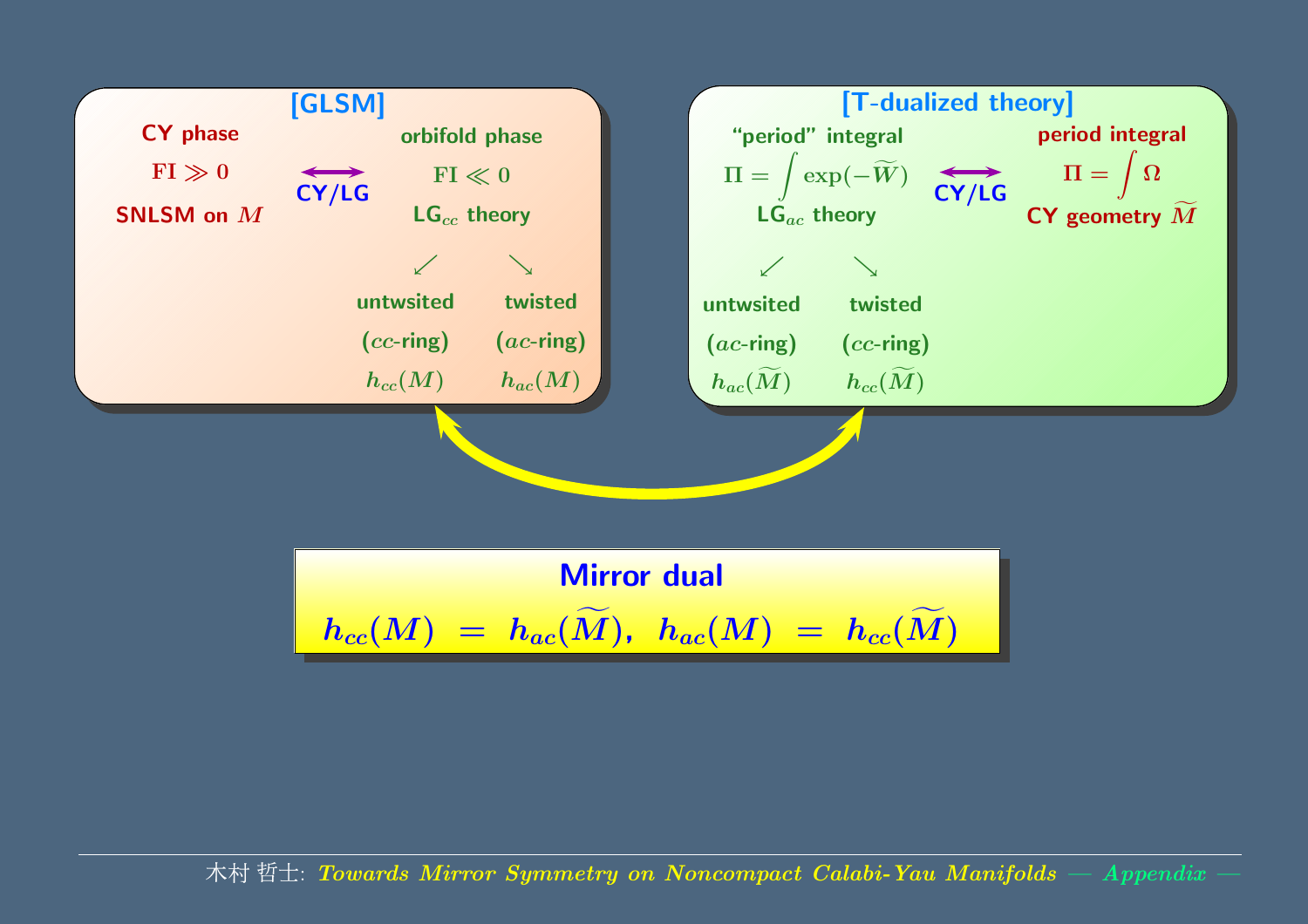## [GLSM]

**CY phase**

$\mathrm{FI} \gg 0$

**SNLSM on $M$**

**CY/LG**

**orbifold phase**

$\mathrm{FI} \ll 0$

**LG$_{cc}$ theory**

↙ ↘

| untwsited | twisted |
| --- | --- |
| ($cc$-ring) | ($ac$-ring) |
| $h_{cc}(M)$ | $h_{ac}(M)$ |

## [T-dualized theory]

**"period" integral**

$$\Pi = \int \exp(-\widetilde{W})$$

**LG$_{ac}$ theory**

**CY/LG**

**period integral**

$$\Pi = \int \Omega$$

**CY geometry $\widetilde{M}$**

↙ ↘

| untwsited | twisted |
| --- | --- |
| ($ac$-ring) | ($cc$-ring) |
| $h_{ac}(\widetilde{M})$ | $h_{cc}(\widetilde{M})$ |

## Mirror dual

$$h_{cc}(M) \;=\; h_{ac}(\widetilde{M}), \;\; h_{ac}(M) \;=\; h_{cc}(\widetilde{M})$$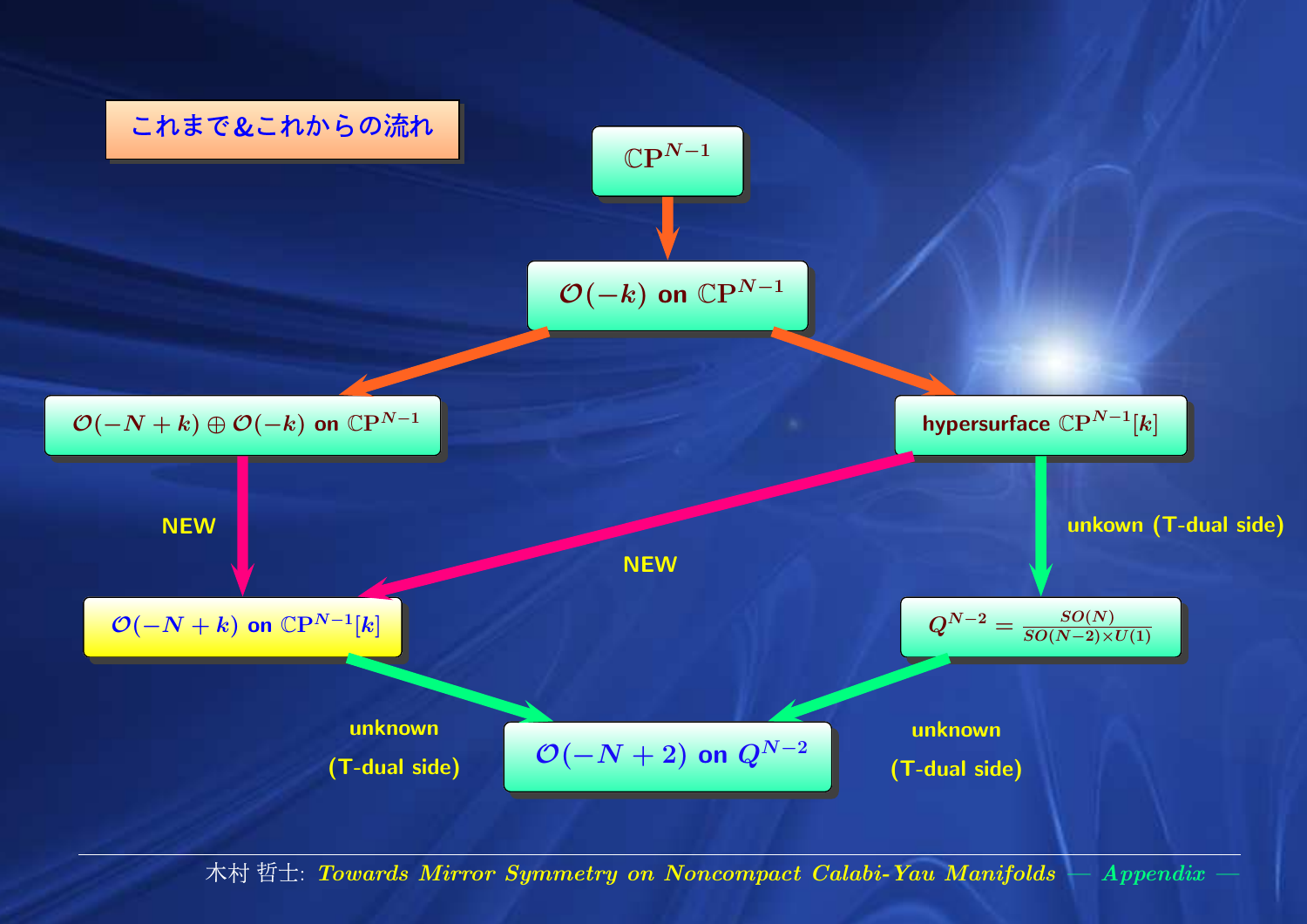# これまで&これからの流れ

$\mathbb{C}\mathrm{P}^{N-1}$

$\mathcal{O}(-k)$ on $\mathbb{C}\mathrm{P}^{N-1}$

$\mathcal{O}(-N+k) \oplus \mathcal{O}(-k)$ on $\mathbb{C}\mathrm{P}^{N-1}$

hypersurface $\mathbb{C}\mathrm{P}^{N-1}[k]$

NEW

NEW

unkown (T-dual side)

$\mathcal{O}(-N+k)$ on $\mathbb{C}\mathrm{P}^{N-1}[k]$

$Q^{N-2} = \frac{SO(N)}{SO(N-2) \times U(1)}$

unknown

(T-dual side)

$\mathcal{O}(-N+2)$ on $Q^{N-2}$

unknown

(T-dual side)